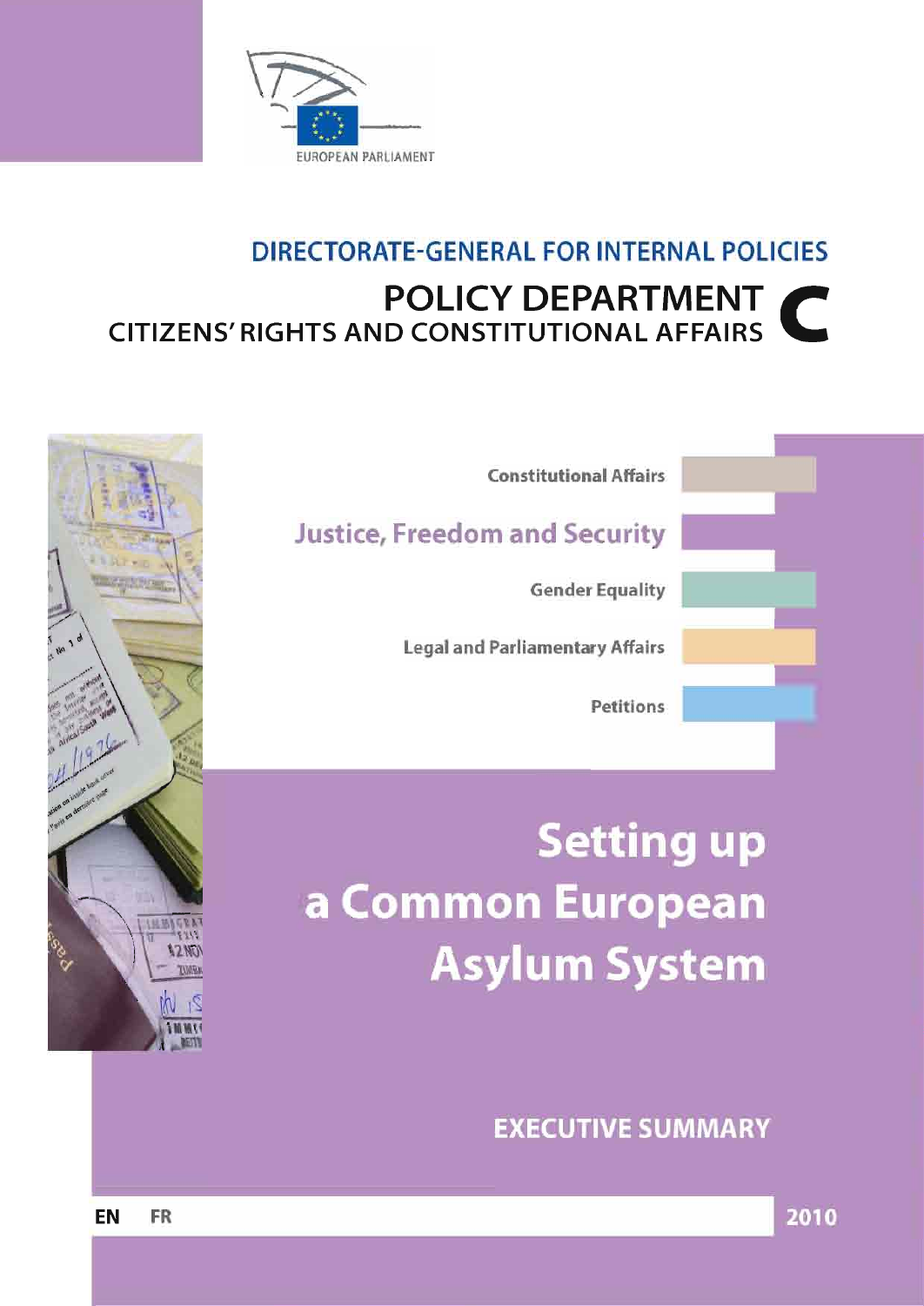EUROPEAN PARLIAMENT

DIRECTORATE-GENERAL FOR INTERNAL POLICIES

POLICY DEPARTMENT C
CITIZENS' RIGHTS AND CONSTITUTIONAL AFFAIRS

Constitutional Affairs

Justice, Freedom and Security

Gender Equality

Legal and Parliamentary Affairs

Petitions

# Setting up a Common European Asylum System

## EXECUTIVE SUMMARY

EN FR

2010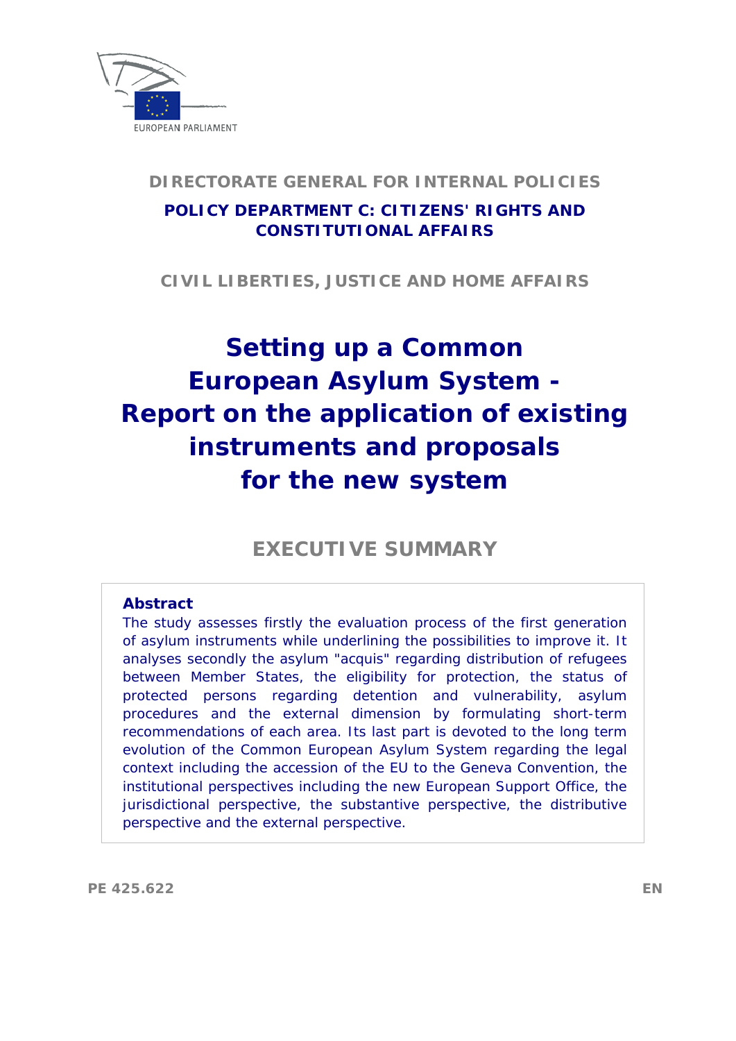EUROPEAN PARLIAMENT

**DIRECTORATE GENERAL FOR INTERNAL POLICIES**

**POLICY DEPARTMENT C: CITIZENS' RIGHTS AND CONSTITUTIONAL AFFAIRS**

**CIVIL LIBERTIES, JUSTICE AND HOME AFFAIRS**

# Setting up a Common European Asylum System - Report on the application of existing instruments and proposals for the new system

## EXECUTIVE SUMMARY

**Abstract**

The study assesses firstly the evaluation process of the first generation of asylum instruments while underlining the possibilities to improve it. It analyses secondly the asylum "acquis" regarding distribution of refugees between Member States, the eligibility for protection, the status of protected persons regarding detention and vulnerability, asylum procedures and the external dimension by formulating short-term recommendations of each area. Its last part is devoted to the long term evolution of the Common European Asylum System regarding the legal context including the accession of the EU to the Geneva Convention, the institutional perspectives including the new European Support Office, the jurisdictional perspective, the substantive perspective, the distributive perspective and the external perspective.

PE 425.622 EN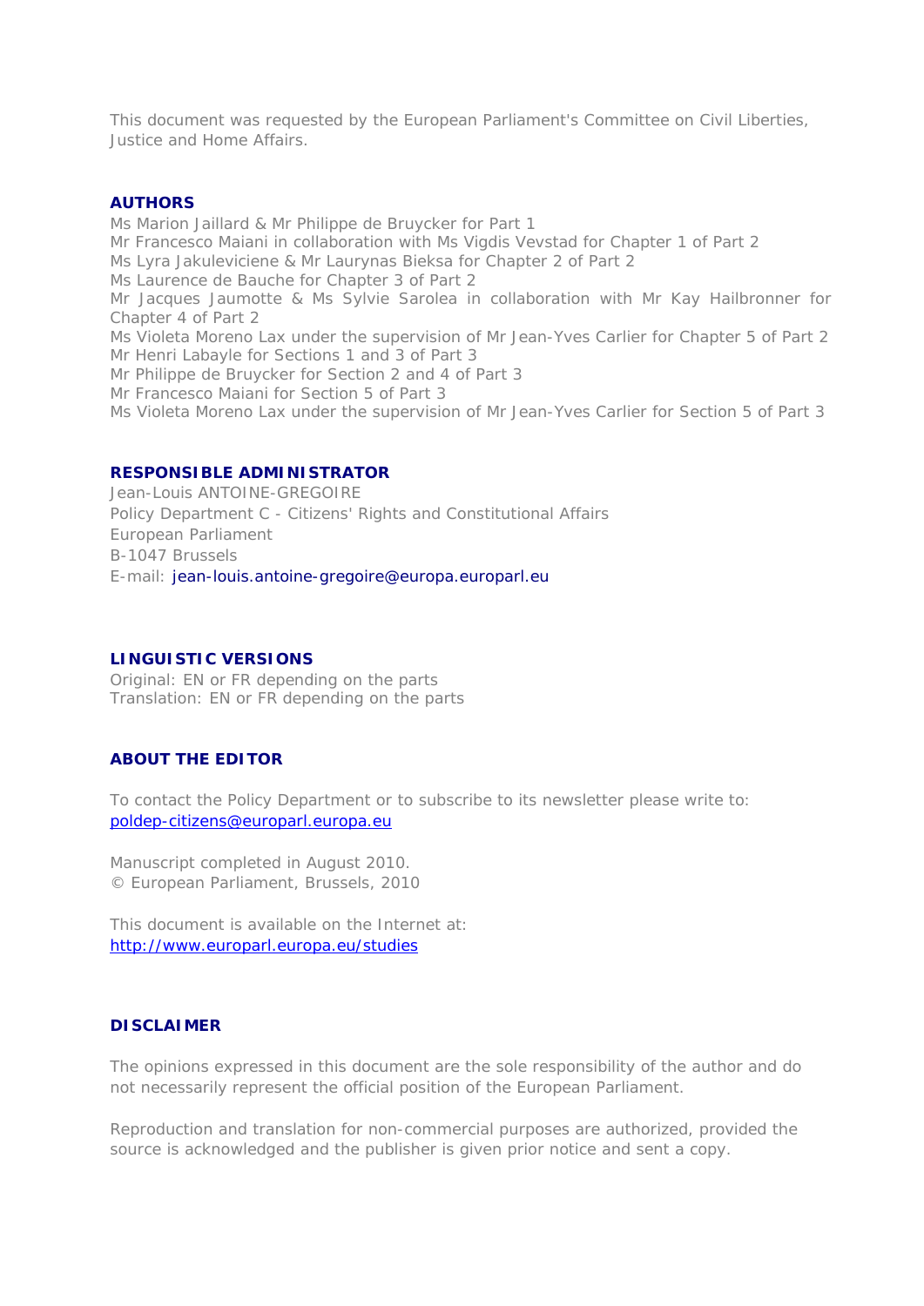This document was requested by the European Parliament's Committee on Civil Liberties, Justice and Home Affairs.

## AUTHORS

Ms Marion Jaillard & Mr Philippe de Bruycker for Part 1
Mr Francesco Maiani in collaboration with Ms Vigdis Vevstad for Chapter 1 of Part 2
Ms Lyra Jakuleviciene & Mr Laurynas Bieksa for Chapter 2 of Part 2
Ms Laurence de Bauche for Chapter 3 of Part 2
Mr Jacques Jaumotte & Ms Sylvie Sarolea in collaboration with Mr Kay Hailbronner for Chapter 4 of Part 2
Ms Violeta Moreno Lax under the supervision of Mr Jean-Yves Carlier for Chapter 5 of Part 2
Mr Henri Labayle for Sections 1 and 3 of Part 3
Mr Philippe de Bruycker for Section 2 and 4 of Part 3
Mr Francesco Maiani for Section 5 of Part 3
Ms Violeta Moreno Lax under the supervision of Mr Jean-Yves Carlier for Section 5 of Part 3

## RESPONSIBLE ADMINISTRATOR

Jean-Louis ANTOINE-GREGOIRE
Policy Department C - Citizens' Rights and Constitutional Affairs
European Parliament
B-1047 Brussels
E-mail: jean-louis.antoine-gregoire@europa.europarl.eu

## LINGUISTIC VERSIONS

Original: EN or FR depending on the parts
Translation: EN or FR depending on the parts

## ABOUT THE EDITOR

To contact the Policy Department or to subscribe to its newsletter please write to:
poldep-citizens@europarl.europa.eu

Manuscript completed in August 2010.
© European Parliament, Brussels, 2010

This document is available on the Internet at:
http://www.europarl.europa.eu/studies

## DISCLAIMER

The opinions expressed in this document are the sole responsibility of the author and do not necessarily represent the official position of the European Parliament.

Reproduction and translation for non-commercial purposes are authorized, provided the source is acknowledged and the publisher is given prior notice and sent a copy.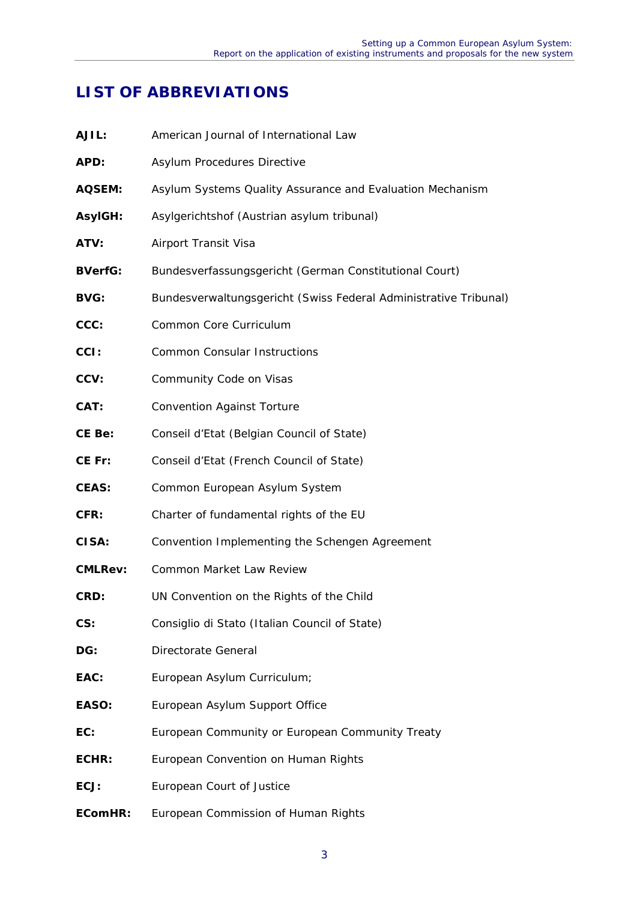## LIST OF ABBREVIATIONS

**AJIL:** American Journal of International Law

**APD:** Asylum Procedures Directive

**AQSEM:** Asylum Systems Quality Assurance and Evaluation Mechanism

**AsylGH:** Asylgerichtshof (Austrian asylum tribunal)

**ATV:** Airport Transit Visa

**BVerfG:** Bundesverfassungsgericht (German Constitutional Court)

**BVG:** Bundesverwaltungsgericht (Swiss Federal Administrative Tribunal)

**CCC:** Common Core Curriculum

**CCI:** Common Consular Instructions

**CCV:** Community Code on Visas

**CAT:** Convention Against Torture

**CE Be:** Conseil d'Etat (Belgian Council of State)

**CE Fr:** Conseil d'Etat (French Council of State)

**CEAS:** Common European Asylum System

**CFR:** Charter of fundamental rights of the EU

**CISA:** Convention Implementing the Schengen Agreement

**CMLRev:** Common Market Law Review

**CRD:** UN Convention on the Rights of the Child

**CS:** Consiglio di Stato (Italian Council of State)

**DG:** Directorate General

**EAC:** European Asylum Curriculum;

**EASO:** European Asylum Support Office

**EC:** European Community or European Community Treaty

**ECHR:** European Convention on Human Rights

**ECJ:** European Court of Justice

**EComHR:** European Commission of Human Rights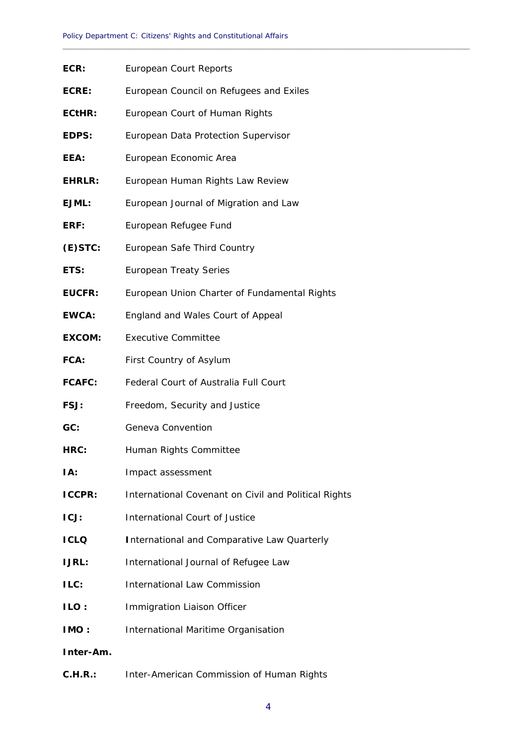**ECR:** European Court Reports

**ECRE:** European Council on Refugees and Exiles

**ECtHR:** European Court of Human Rights

**EDPS:** European Data Protection Supervisor

**EEA:** European Economic Area

**EHRLR:** European Human Rights Law Review

**EJML:** European Journal of Migration and Law

**ERF:** European Refugee Fund

**(E)STC:** European Safe Third Country

**ETS:** European Treaty Series

**EUCFR:** European Union Charter of Fundamental Rights

**EWCA:** England and Wales Court of Appeal

**EXCOM:** Executive Committee

**FCA:** First Country of Asylum

**FCAFC:** Federal Court of Australia Full Court

**FSJ:** Freedom, Security and Justice

**GC:** Geneva Convention

**HRC:** Human Rights Committee

**IA:** Impact assessment

**ICCPR:** International Covenant on Civil and Political Rights

**ICJ:** International Court of Justice

**ICLQ** International and Comparative Law Quarterly

**IJRL:** International Journal of Refugee Law

**ILC:** International Law Commission

**ILO :** Immigration Liaison Officer

**IMO :** International Maritime Organisation

**Inter-Am. C.H.R.:** Inter-American Commission of Human Rights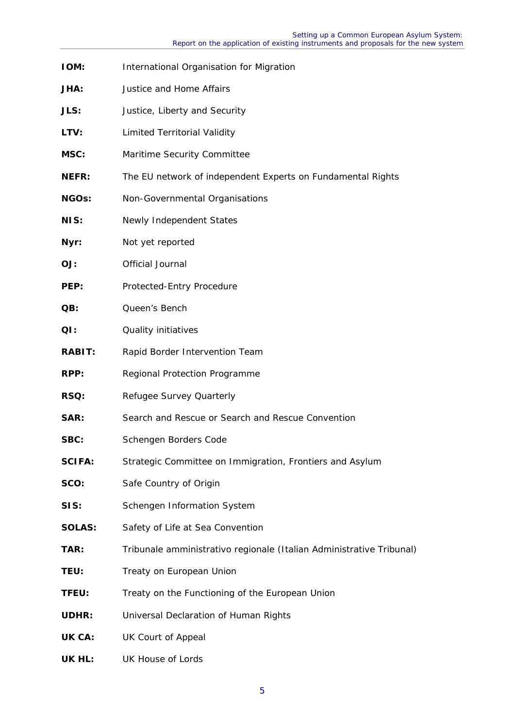| | |
|---|---|
| **IOM:** | International Organisation for Migration |
| **JHA:** | Justice and Home Affairs |
| **JLS:** | Justice, Liberty and Security |
| **LTV:** | Limited Territorial Validity |
| **MSC:** | Maritime Security Committee |
| **NEFR:** | The EU network of independent Experts on Fundamental Rights |
| **NGOs:** | Non-Governmental Organisations |
| **NIS:** | Newly Independent States |
| **Nyr:** | Not yet reported |
| **OJ:** | Official Journal |
| **PEP:** | Protected-Entry Procedure |
| **QB:** | Queen's Bench |
| **QI:** | Quality initiatives |
| **RABIT:** | Rapid Border Intervention Team |
| **RPP:** | Regional Protection Programme |
| **RSQ:** | Refugee Survey Quarterly |
| **SAR:** | Search and Rescue or Search and Rescue Convention |
| **SBC:** | Schengen Borders Code |
| **SCIFA:** | Strategic Committee on Immigration, Frontiers and Asylum |
| **SCO:** | Safe Country of Origin |
| **SIS:** | Schengen Information System |
| **SOLAS:** | Safety of Life at Sea Convention |
| **TAR:** | Tribunale amministrativo regionale (Italian Administrative Tribunal) |
| **TEU:** | Treaty on European Union |
| **TFEU:** | Treaty on the Functioning of the European Union |
| **UDHR:** | Universal Declaration of Human Rights |
| **UK CA:** | UK Court of Appeal |
| **UK HL:** | UK House of Lords |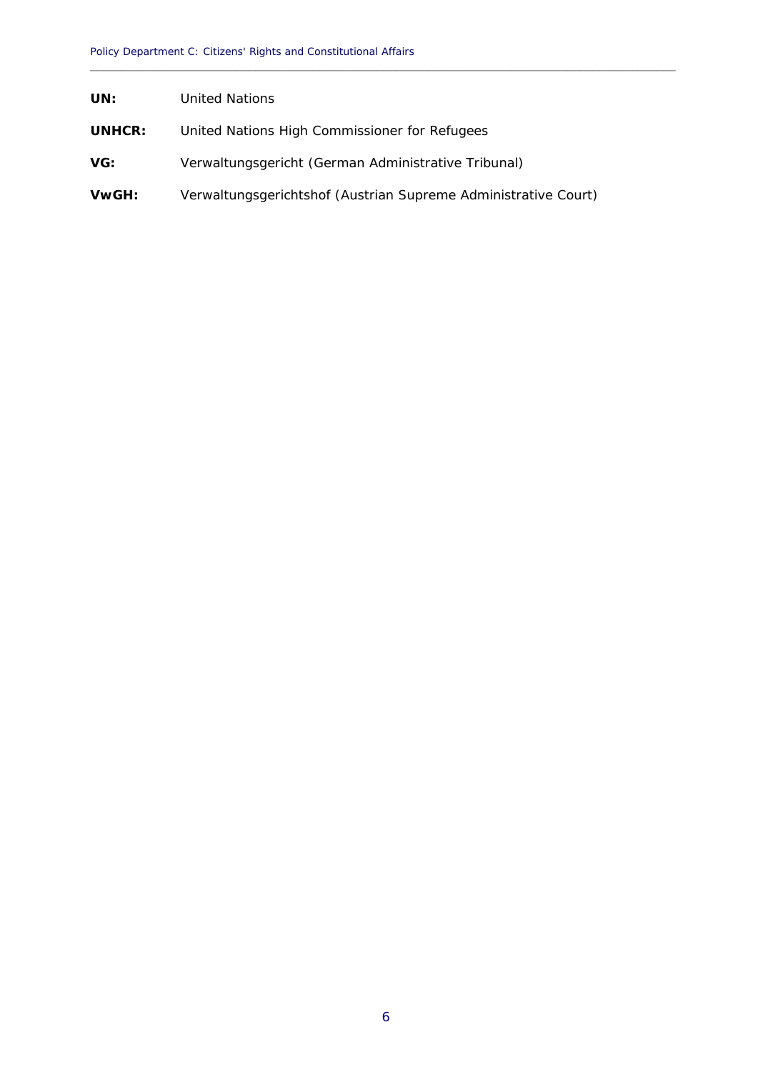**UN:** United Nations

**UNHCR:** United Nations High Commissioner for Refugees

**VG:** Verwaltungsgericht (German Administrative Tribunal)

**VwGH:** Verwaltungsgerichtshof (Austrian Supreme Administrative Court)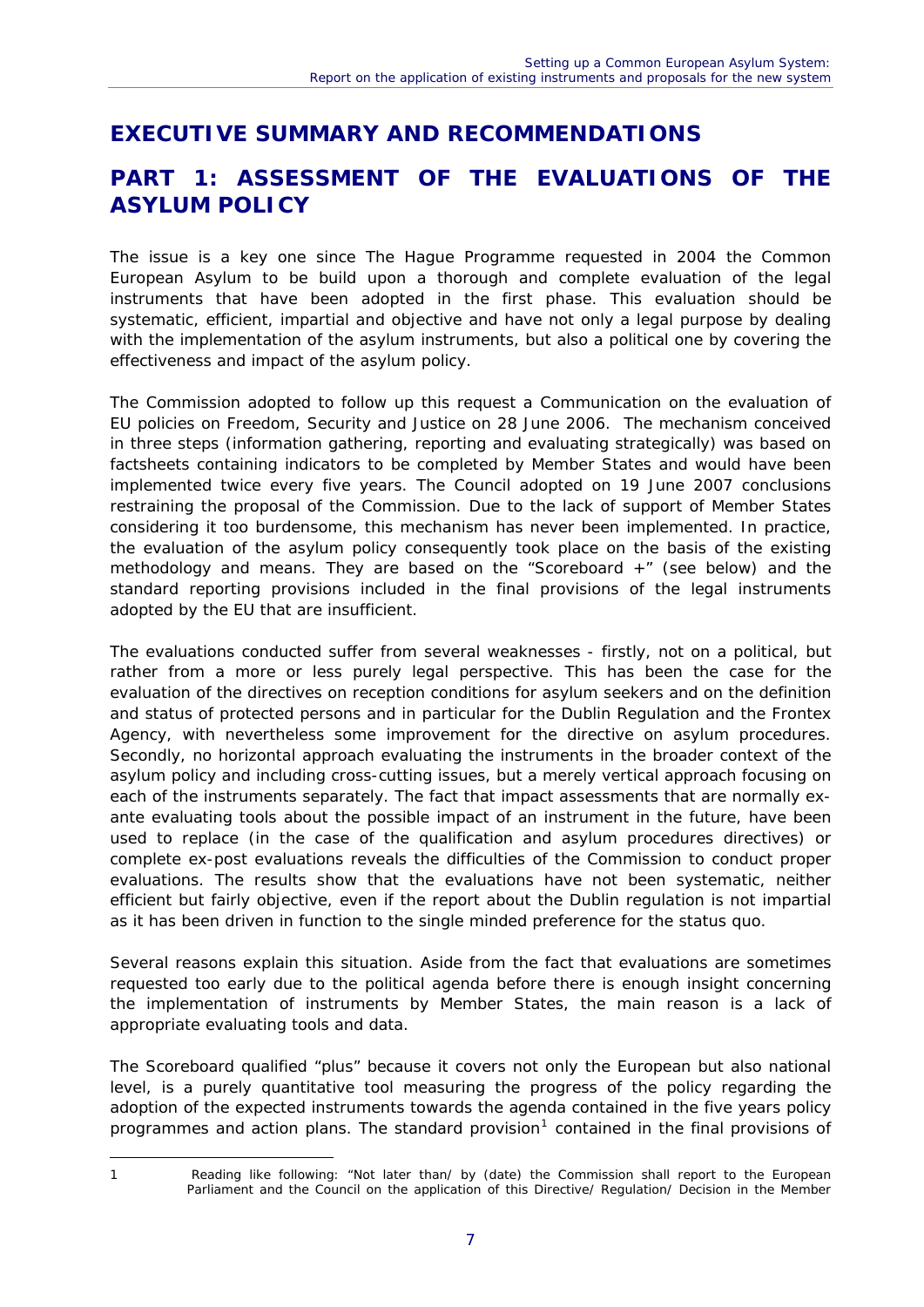# EXECUTIVE SUMMARY AND RECOMMENDATIONS

# PART 1: ASSESSMENT OF THE EVALUATIONS OF THE ASYLUM POLICY

The issue is a key one since The Hague Programme requested in 2004 the Common European Asylum to be build upon a thorough and complete evaluation of the legal instruments that have been adopted in the first phase. This evaluation should be systematic, efficient, impartial and objective and have not only a legal purpose by dealing with the implementation of the asylum instruments, but also a political one by covering the effectiveness and impact of the asylum policy.

The Commission adopted to follow up this request a Communication on the evaluation of EU policies on Freedom, Security and Justice on 28 June 2006. The mechanism conceived in three steps (information gathering, reporting and evaluating strategically) was based on factsheets containing indicators to be completed by Member States and would have been implemented twice every five years. The Council adopted on 19 June 2007 conclusions restraining the proposal of the Commission. Due to the lack of support of Member States considering it too burdensome, this mechanism has never been implemented. In practice, the evaluation of the asylum policy consequently took place on the basis of the existing methodology and means. They are based on the "Scoreboard +" (see below) and the standard reporting provisions included in the final provisions of the legal instruments adopted by the EU that are insufficient.

The evaluations conducted suffer from several weaknesses - firstly, not on a political, but rather from a more or less purely legal perspective. This has been the case for the evaluation of the directives on reception conditions for asylum seekers and on the definition and status of protected persons and in particular for the Dublin Regulation and the Frontex Agency, with nevertheless some improvement for the directive on asylum procedures. Secondly, no horizontal approach evaluating the instruments in the broader context of the asylum policy and including cross-cutting issues, but a merely vertical approach focusing on each of the instruments separately. The fact that impact assessments that are normally ex-ante evaluating tools about the possible impact of an instrument in the future, have been used to replace (in the case of the qualification and asylum procedures directives) or complete ex-post evaluations reveals the difficulties of the Commission to conduct proper evaluations. The results show that the evaluations have not been systematic, neither efficient but fairly objective, even if the report about the Dublin regulation is not impartial as it has been driven in function to the single minded preference for the status quo.

Several reasons explain this situation. Aside from the fact that evaluations are sometimes requested too early due to the political agenda before there is enough insight concerning the implementation of instruments by Member States, the main reason is a lack of appropriate evaluating tools and data.

The Scoreboard qualified "plus" because it covers not only the European but also national level, is a purely quantitative tool measuring the progress of the policy regarding the adoption of the expected instruments towards the agenda contained in the five years policy programmes and action plans. The standard provision[1] contained in the final provisions of

---

1 Reading like following: "Not later than/ by (date) the Commission shall report to the European Parliament and the Council on the application of this Directive/ Regulation/ Decision in the Member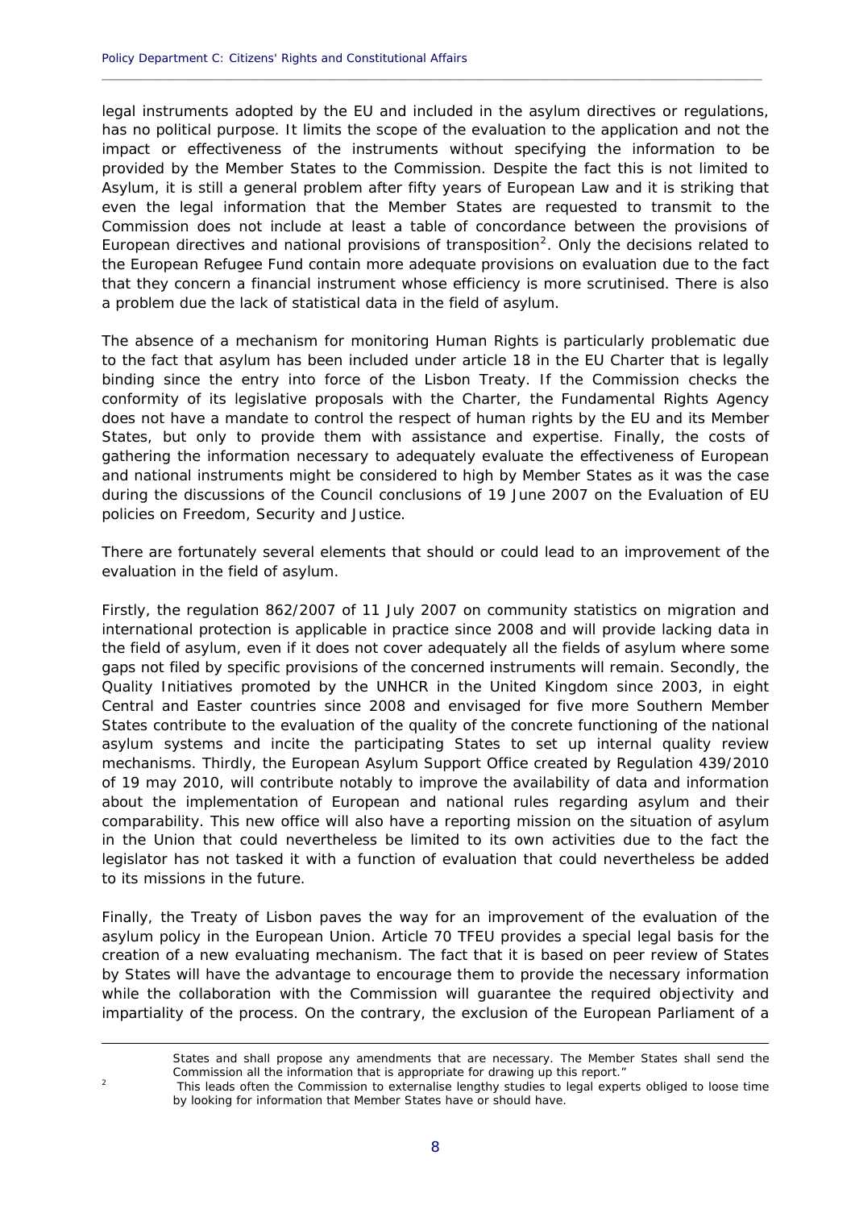legal instruments adopted by the EU and included in the asylum directives or regulations, has no political purpose. It limits the scope of the evaluation to the application and not the impact or effectiveness of the instruments without specifying the information to be provided by the Member States to the Commission. Despite the fact this is not limited to Asylum, it is still a general problem after fifty years of European Law and it is striking that even the legal information that the Member States are requested to transmit to the Commission does not include at least a table of concordance between the provisions of European directives and national provisions of transposition[2]. Only the decisions related to the European Refugee Fund contain more adequate provisions on evaluation due to the fact that they concern a financial instrument whose efficiency is more scrutinised. There is also a problem due the lack of statistical data in the field of asylum.

The absence of a mechanism for monitoring Human Rights is particularly problematic due to the fact that asylum has been included under article 18 in the EU Charter that is legally binding since the entry into force of the Lisbon Treaty. If the Commission checks the conformity of its legislative proposals with the Charter, the Fundamental Rights Agency does not have a mandate to control the respect of human rights by the EU and its Member States, but only to provide them with assistance and expertise. Finally, the costs of gathering the information necessary to adequately evaluate the effectiveness of European and national instruments might be considered to high by Member States as it was the case during the discussions of the Council conclusions of 19 June 2007 on the Evaluation of EU policies on Freedom, Security and Justice.

There are fortunately several elements that should or could lead to an improvement of the evaluation in the field of asylum.

Firstly, the regulation 862/2007 of 11 July 2007 on community statistics on migration and international protection is applicable in practice since 2008 and will provide lacking data in the field of asylum, even if it does not cover adequately all the fields of asylum where some gaps not filed by specific provisions of the concerned instruments will remain. Secondly, the Quality Initiatives promoted by the UNHCR in the United Kingdom since 2003, in eight Central and Easter countries since 2008 and envisaged for five more Southern Member States contribute to the evaluation of the quality of the concrete functioning of the national asylum systems and incite the participating States to set up internal quality review mechanisms. Thirdly, the European Asylum Support Office created by Regulation 439/2010 of 19 may 2010, will contribute notably to improve the availability of data and information about the implementation of European and national rules regarding asylum and their comparability. This new office will also have a reporting mission on the situation of asylum in the Union that could nevertheless be limited to its own activities due to the fact the legislator has not tasked it with a function of evaluation that could nevertheless be added to its missions in the future.

Finally, the Treaty of Lisbon paves the way for an improvement of the evaluation of the asylum policy in the European Union. Article 70 TFEU provides a special legal basis for the creation of a new evaluating mechanism. The fact that it is based on peer review of States by States will have the advantage to encourage them to provide the necessary information while the collaboration with the Commission will guarantee the required objectivity and impartiality of the process. On the contrary, the exclusion of the European Parliament of a

---

States and shall propose any amendments that are necessary. The Member States shall send the Commission all the information that is appropriate for drawing up this report."

[2] This leads often the Commission to externalise lengthy studies to legal experts obliged to loose time by looking for information that Member States have or should have.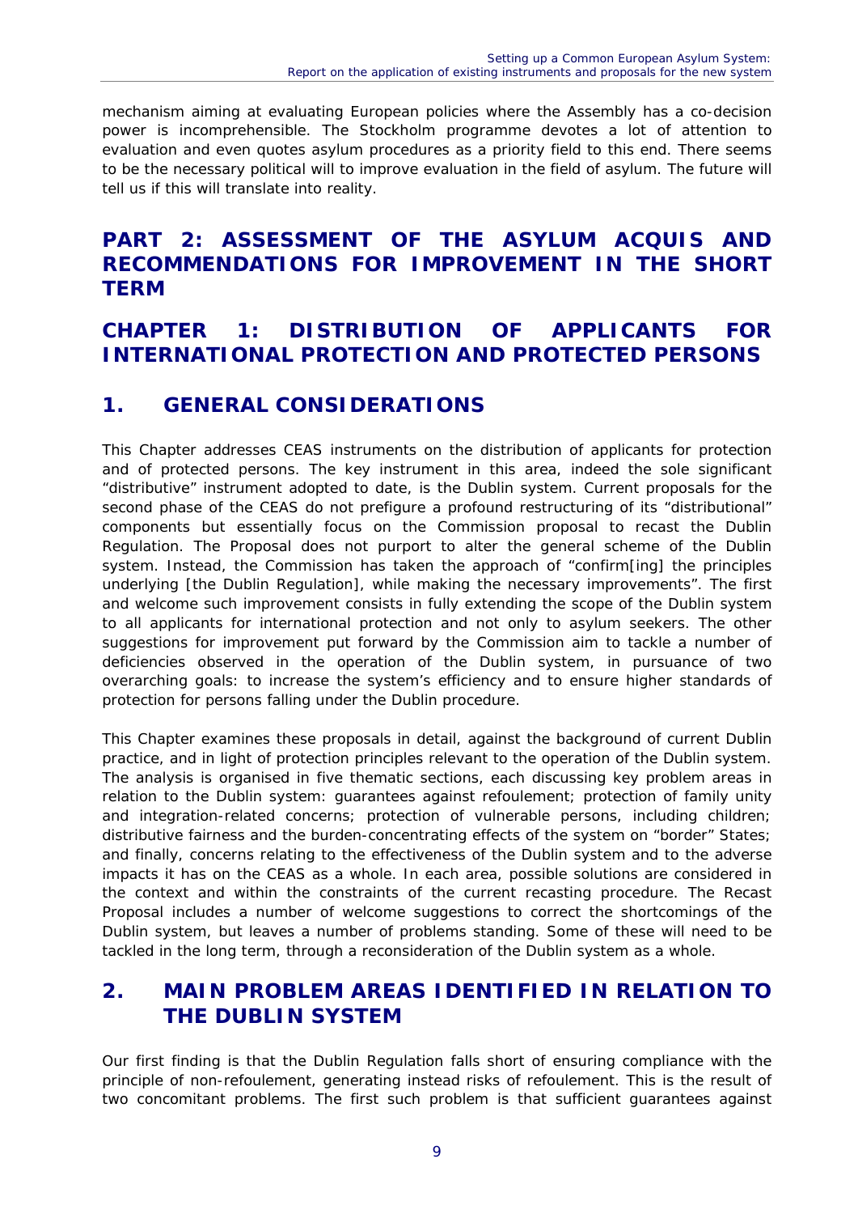mechanism aiming at evaluating European policies where the Assembly has a co-decision power is incomprehensible. The Stockholm programme devotes a lot of attention to evaluation and even quotes asylum procedures as a priority field to this end. There seems to be the necessary political will to improve evaluation in the field of asylum. The future will tell us if this will translate into reality.

# PART 2: ASSESSMENT OF THE ASYLUM ACQUIS AND RECOMMENDATIONS FOR IMPROVEMENT IN THE SHORT TERM

## CHAPTER 1: DISTRIBUTION OF APPLICANTS FOR INTERNATIONAL PROTECTION AND PROTECTED PERSONS

### 1. GENERAL CONSIDERATIONS

This Chapter addresses CEAS instruments on the distribution of applicants for protection and of protected persons. The key instrument in this area, indeed the sole significant "distributive" instrument adopted to date, is the Dublin system. Current proposals for the second phase of the CEAS do not prefigure a profound restructuring of its "distributional" components but essentially focus on the Commission proposal to recast the Dublin Regulation. The Proposal does not purport to alter the general scheme of the Dublin system. Instead, the Commission has taken the approach of "confirm[ing] the principles underlying [the Dublin Regulation], while making the necessary improvements". The first and welcome such improvement consists in fully extending the scope of the Dublin system to all applicants for international protection and not only to asylum seekers. The other suggestions for improvement put forward by the Commission aim to tackle a number of deficiencies observed in the operation of the Dublin system, in pursuance of two overarching goals: to increase the system's efficiency and to ensure higher standards of protection for persons falling under the Dublin procedure.

This Chapter examines these proposals in detail, against the background of current Dublin practice, and in light of protection principles relevant to the operation of the Dublin system. The analysis is organised in five thematic sections, each discussing key problem areas in relation to the Dublin system: guarantees against refoulement; protection of family unity and integration-related concerns; protection of vulnerable persons, including children; distributive fairness and the burden-concentrating effects of the system on "border" States; and finally, concerns relating to the effectiveness of the Dublin system and to the adverse impacts it has on the CEAS as a whole. In each area, possible solutions are considered in the context and within the constraints of the current recasting procedure. The Recast Proposal includes a number of welcome suggestions to correct the shortcomings of the Dublin system, but leaves a number of problems standing. Some of these will need to be tackled in the long term, through a reconsideration of the Dublin system as a whole.

### 2. MAIN PROBLEM AREAS IDENTIFIED IN RELATION TO THE DUBLIN SYSTEM

Our first finding is that the Dublin Regulation falls short of ensuring compliance with the principle of non-refoulement, generating instead risks of refoulement. This is the result of two concomitant problems. The first such problem is that sufficient guarantees against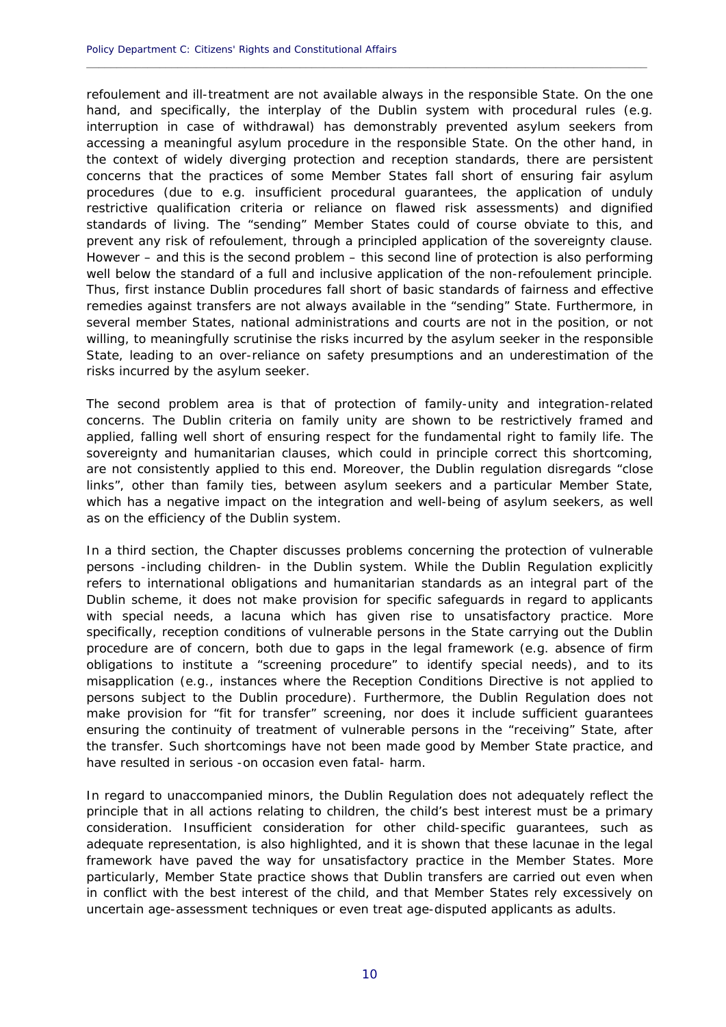refoulement and ill-treatment are not available always in the responsible State. On the one hand, and specifically, the interplay of the Dublin system with procedural rules (e.g. interruption in case of withdrawal) has demonstrably prevented asylum seekers from accessing a meaningful asylum procedure in the responsible State. On the other hand, in the context of widely diverging protection and reception standards, there are persistent concerns that the practices of some Member States fall short of ensuring fair asylum procedures (due to e.g. insufficient procedural guarantees, the application of unduly restrictive qualification criteria or reliance on flawed risk assessments) and dignified standards of living. The "sending" Member States could of course obviate to this, and prevent any risk of refoulement, through a principled application of the sovereignty clause. However – and this is the second problem – this second line of protection is also performing well below the standard of a full and inclusive application of the non-refoulement principle. Thus, first instance Dublin procedures fall short of basic standards of fairness and effective remedies against transfers are not always available in the "sending" State. Furthermore, in several member States, national administrations and courts are not in the position, or not willing, to meaningfully scrutinise the risks incurred by the asylum seeker in the responsible State, leading to an over-reliance on safety presumptions and an underestimation of the risks incurred by the asylum seeker.

The second problem area is that of protection of family-unity and integration-related concerns. The Dublin criteria on family unity are shown to be restrictively framed and applied, falling well short of ensuring respect for the fundamental right to family life. The sovereignty and humanitarian clauses, which could in principle correct this shortcoming, are not consistently applied to this end. Moreover, the Dublin regulation disregards "close links", other than family ties, between asylum seekers and a particular Member State, which has a negative impact on the integration and well-being of asylum seekers, as well as on the efficiency of the Dublin system.

In a third section, the Chapter discusses problems concerning the protection of vulnerable persons -including children- in the Dublin system. While the Dublin Regulation explicitly refers to international obligations and humanitarian standards as an integral part of the Dublin scheme, it does not make provision for specific safeguards in regard to applicants with special needs, a lacuna which has given rise to unsatisfactory practice. More specifically, reception conditions of vulnerable persons in the State carrying out the Dublin procedure are of concern, both due to gaps in the legal framework (e.g. absence of firm obligations to institute a "screening procedure" to identify special needs), and to its misapplication (e.g., instances where the Reception Conditions Directive is not applied to persons subject to the Dublin procedure). Furthermore, the Dublin Regulation does not make provision for "fit for transfer" screening, nor does it include sufficient guarantees ensuring the continuity of treatment of vulnerable persons in the "receiving" State, after the transfer. Such shortcomings have not been made good by Member State practice, and have resulted in serious -on occasion even fatal- harm.

In regard to unaccompanied minors, the Dublin Regulation does not adequately reflect the principle that in all actions relating to children, the child's best interest must be a primary consideration. Insufficient consideration for other child-specific guarantees, such as adequate representation, is also highlighted, and it is shown that these lacunae in the legal framework have paved the way for unsatisfactory practice in the Member States. More particularly, Member State practice shows that Dublin transfers are carried out even when in conflict with the best interest of the child, and that Member States rely excessively on uncertain age-assessment techniques or even treat age-disputed applicants as adults.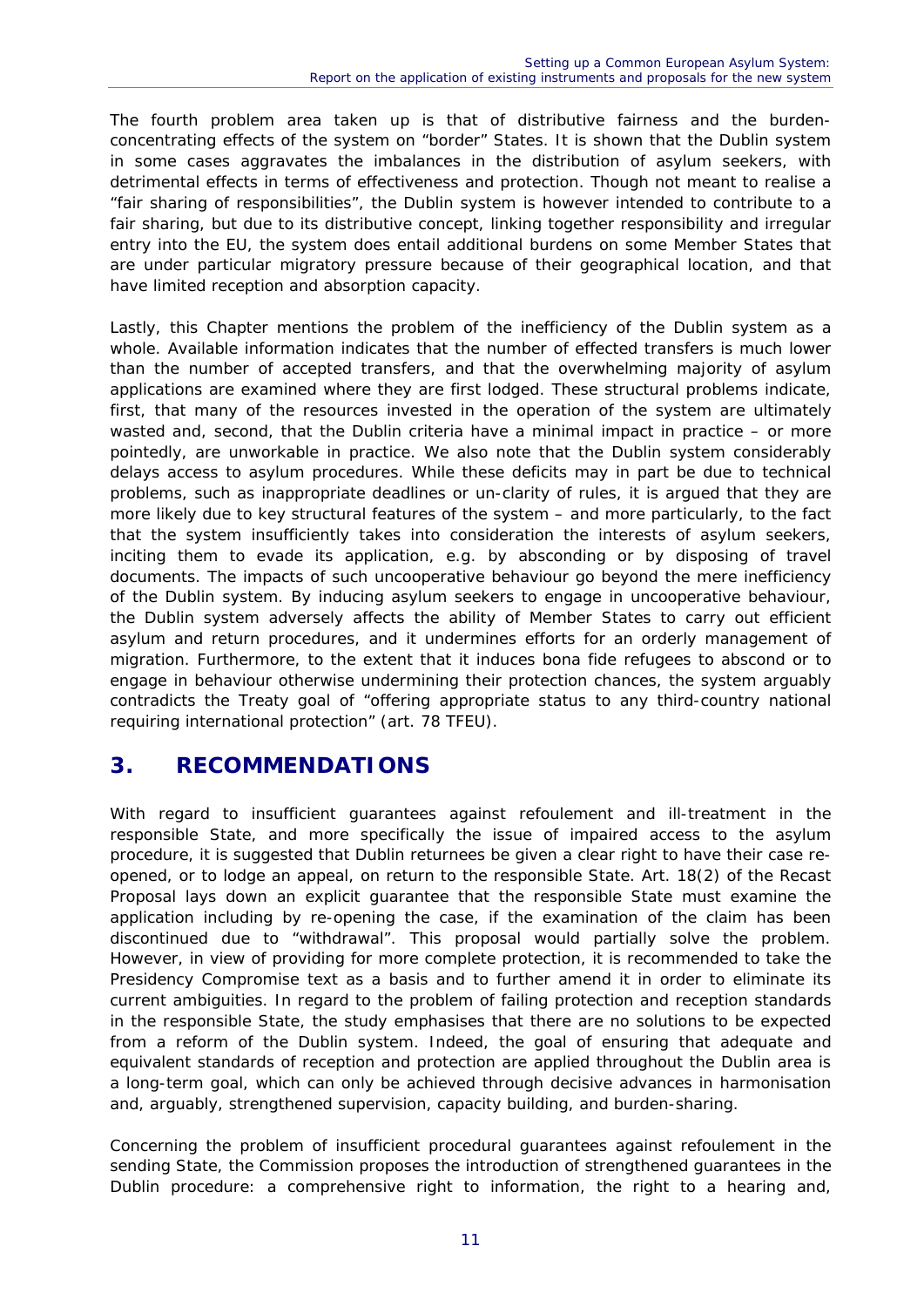The fourth problem area taken up is that of distributive fairness and the burden-concentrating effects of the system on "border" States. It is shown that the Dublin system in some cases aggravates the imbalances in the distribution of asylum seekers, with detrimental effects in terms of effectiveness and protection. Though not meant to realise a "fair sharing of responsibilities", the Dublin system is however intended to contribute to a fair sharing, but due to its distributive concept, linking together responsibility and irregular entry into the EU, the system does entail additional burdens on some Member States that are under particular migratory pressure because of their geographical location, and that have limited reception and absorption capacity.

Lastly, this Chapter mentions the problem of the inefficiency of the Dublin system as a whole. Available information indicates that the number of effected transfers is much lower than the number of accepted transfers, and that the overwhelming majority of asylum applications are examined where they are first lodged. These structural problems indicate, first, that many of the resources invested in the operation of the system are ultimately wasted and, second, that the Dublin criteria have a minimal impact in practice – or more pointedly, are unworkable in practice. We also note that the Dublin system considerably delays access to asylum procedures. While these deficits may in part be due to technical problems, such as inappropriate deadlines or un-clarity of rules, it is argued that they are more likely due to key structural features of the system – and more particularly, to the fact that the system insufficiently takes into consideration the interests of asylum seekers, inciting them to evade its application, e.g. by absconding or by disposing of travel documents. The impacts of such uncooperative behaviour go beyond the mere inefficiency of the Dublin system. By inducing asylum seekers to engage in uncooperative behaviour, the Dublin system adversely affects the ability of Member States to carry out efficient asylum and return procedures, and it undermines efforts for an orderly management of migration. Furthermore, to the extent that it induces bona fide refugees to abscond or to engage in behaviour otherwise undermining their protection chances, the system arguably contradicts the Treaty goal of "offering appropriate status to any third-country national requiring international protection" (art. 78 TFEU).

## 3. RECOMMENDATIONS

With regard to insufficient guarantees against refoulement and ill-treatment in the responsible State, and more specifically the issue of impaired access to the asylum procedure, it is suggested that Dublin returnees be given a clear right to have their case re-opened, or to lodge an appeal, on return to the responsible State. Art. 18(2) of the Recast Proposal lays down an explicit guarantee that the responsible State must examine the application including by re-opening the case, if the examination of the claim has been discontinued due to "withdrawal". This proposal would partially solve the problem. However, in view of providing for more complete protection, it is recommended to take the Presidency Compromise text as a basis and to further amend it in order to eliminate its current ambiguities. In regard to the problem of failing protection and reception standards in the responsible State, the study emphasises that there are no solutions to be expected from a reform of the Dublin system. Indeed, the goal of ensuring that adequate and equivalent standards of reception and protection are applied throughout the Dublin area is a long-term goal, which can only be achieved through decisive advances in harmonisation and, arguably, strengthened supervision, capacity building, and burden-sharing.

Concerning the problem of insufficient procedural guarantees against refoulement in the sending State, the Commission proposes the introduction of strengthened guarantees in the Dublin procedure: a comprehensive right to information, the right to a hearing and,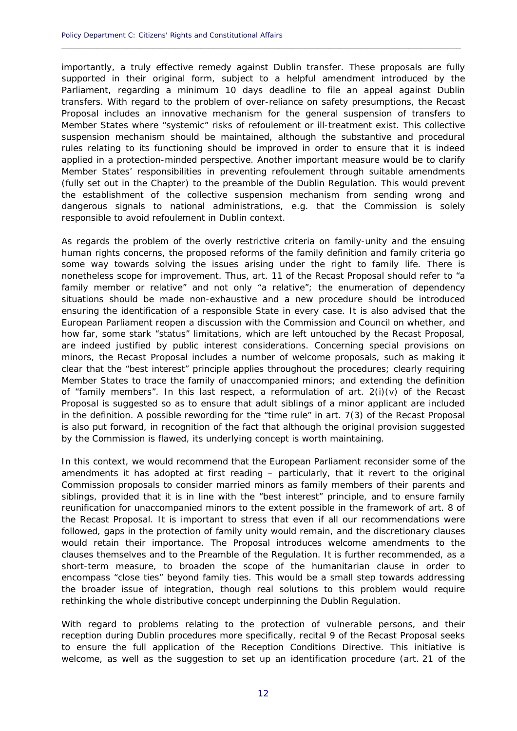importantly, a truly effective remedy against Dublin transfer. These proposals are fully supported in their original form, subject to a helpful amendment introduced by the Parliament, regarding a minimum 10 days deadline to file an appeal against Dublin transfers. With regard to the problem of over-reliance on safety presumptions, the Recast Proposal includes an innovative mechanism for the general suspension of transfers to Member States where "systemic" risks of refoulement or ill-treatment exist. This collective suspension mechanism should be maintained, although the substantive and procedural rules relating to its functioning should be improved in order to ensure that it is indeed applied in a protection-minded perspective. Another important measure would be to clarify Member States' responsibilities in preventing refoulement through suitable amendments (fully set out in the Chapter) to the preamble of the Dublin Regulation. This would prevent the establishment of the collective suspension mechanism from sending wrong and dangerous signals to national administrations, e.g. that the Commission is solely responsible to avoid refoulement in Dublin context.

As regards the problem of the overly restrictive criteria on family-unity and the ensuing human rights concerns, the proposed reforms of the family definition and family criteria go some way towards solving the issues arising under the right to family life. There is nonetheless scope for improvement. Thus, art. 11 of the Recast Proposal should refer to "a family member or relative" and not only "a relative"; the enumeration of dependency situations should be made non-exhaustive and a new procedure should be introduced ensuring the identification of a responsible State in every case. It is also advised that the European Parliament reopen a discussion with the Commission and Council on whether, and how far, some stark "status" limitations, which are left untouched by the Recast Proposal, are indeed justified by public interest considerations. Concerning special provisions on minors, the Recast Proposal includes a number of welcome proposals, such as making it clear that the "best interest" principle applies throughout the procedures; clearly requiring Member States to trace the family of unaccompanied minors; and extending the definition of "family members". In this last respect, a reformulation of art. 2(i)(v) of the Recast Proposal is suggested so as to ensure that adult siblings of a minor applicant are included in the definition. A possible rewording for the "time rule" in art. 7(3) of the Recast Proposal is also put forward, in recognition of the fact that although the original provision suggested by the Commission is flawed, its underlying concept is worth maintaining.

In this context, we would recommend that the European Parliament reconsider some of the amendments it has adopted at first reading – particularly, that it revert to the original Commission proposals to consider married minors as family members of their parents and siblings, provided that it is in line with the "best interest" principle, and to ensure family reunification for unaccompanied minors to the extent possible in the framework of art. 8 of the Recast Proposal. It is important to stress that even if all our recommendations were followed, gaps in the protection of family unity would remain, and the discretionary clauses would retain their importance. The Proposal introduces welcome amendments to the clauses themselves and to the Preamble of the Regulation. It is further recommended, as a short-term measure, to broaden the scope of the humanitarian clause in order to encompass "close ties" beyond family ties. This would be a small step towards addressing the broader issue of integration, though real solutions to this problem would require rethinking the whole distributive concept underpinning the Dublin Regulation.

With regard to problems relating to the protection of vulnerable persons, and their reception during Dublin procedures more specifically, recital 9 of the Recast Proposal seeks to ensure the full application of the Reception Conditions Directive. This initiative is welcome, as well as the suggestion to set up an identification procedure (art. 21 of the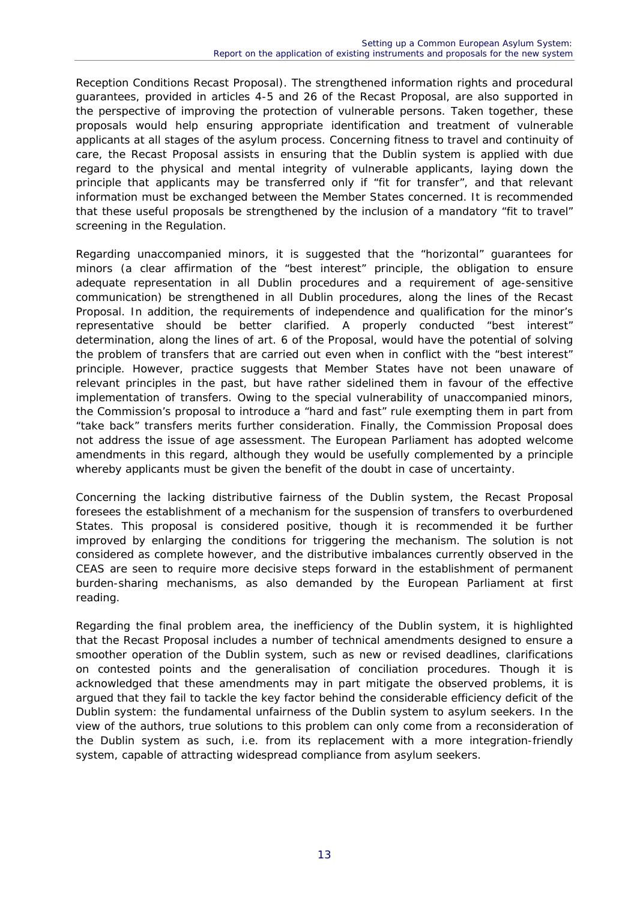Reception Conditions Recast Proposal). The strengthened information rights and procedural guarantees, provided in articles 4-5 and 26 of the Recast Proposal, are also supported in the perspective of improving the protection of vulnerable persons. Taken together, these proposals would help ensuring appropriate identification and treatment of vulnerable applicants at all stages of the asylum process. Concerning fitness to travel and continuity of care, the Recast Proposal assists in ensuring that the Dublin system is applied with due regard to the physical and mental integrity of vulnerable applicants, laying down the principle that applicants may be transferred only if "fit for transfer", and that relevant information must be exchanged between the Member States concerned. It is recommended that these useful proposals be strengthened by the inclusion of a mandatory "fit to travel" screening in the Regulation.

Regarding unaccompanied minors, it is suggested that the "horizontal" guarantees for minors (a clear affirmation of the "best interest" principle, the obligation to ensure adequate representation in all Dublin procedures and a requirement of age-sensitive communication) be strengthened in all Dublin procedures, along the lines of the Recast Proposal. In addition, the requirements of independence and qualification for the minor's representative should be better clarified. A properly conducted "best interest" determination, along the lines of art. 6 of the Proposal, would have the potential of solving the problem of transfers that are carried out even when in conflict with the "best interest" principle. However, practice suggests that Member States have not been unaware of relevant principles in the past, but have rather sidelined them in favour of the effective implementation of transfers. Owing to the special vulnerability of unaccompanied minors, the Commission's proposal to introduce a "hard and fast" rule exempting them in part from "take back" transfers merits further consideration. Finally, the Commission Proposal does not address the issue of age assessment. The European Parliament has adopted welcome amendments in this regard, although they would be usefully complemented by a principle whereby applicants must be given the benefit of the doubt in case of uncertainty.

Concerning the lacking distributive fairness of the Dublin system, the Recast Proposal foresees the establishment of a mechanism for the suspension of transfers to overburdened States. This proposal is considered positive, though it is recommended it be further improved by enlarging the conditions for triggering the mechanism. The solution is not considered as complete however, and the distributive imbalances currently observed in the CEAS are seen to require more decisive steps forward in the establishment of permanent burden-sharing mechanisms, as also demanded by the European Parliament at first reading.

Regarding the final problem area, the inefficiency of the Dublin system, it is highlighted that the Recast Proposal includes a number of technical amendments designed to ensure a smoother operation of the Dublin system, such as new or revised deadlines, clarifications on contested points and the generalisation of conciliation procedures. Though it is acknowledged that these amendments may in part mitigate the observed problems, it is argued that they fail to tackle the key factor behind the considerable efficiency deficit of the Dublin system: the fundamental unfairness of the Dublin system to asylum seekers. In the view of the authors, true solutions to this problem can only come from a reconsideration of the Dublin system as such, i.e. from its replacement with a more integration-friendly system, capable of attracting widespread compliance from asylum seekers.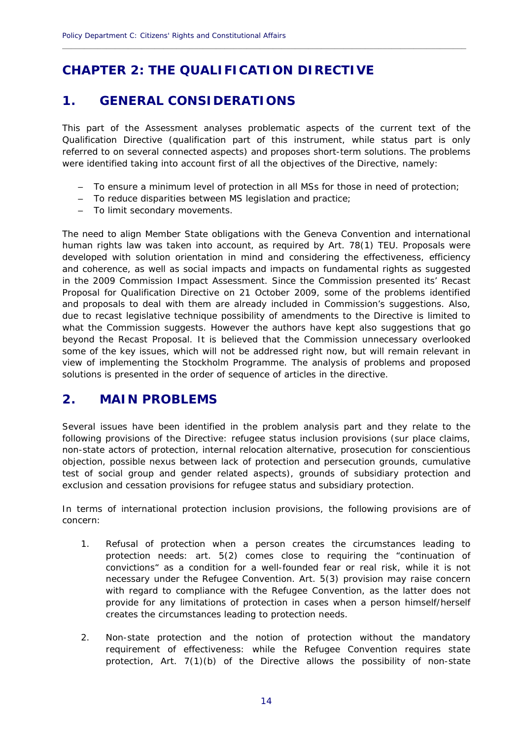# CHAPTER 2: THE QUALIFICATION DIRECTIVE

## 1. GENERAL CONSIDERATIONS

This part of the Assessment analyses problematic aspects of the current text of the Qualification Directive (qualification part of this instrument, while status part is only referred to on several connected aspects) and proposes short-term solutions. The problems were identified taking into account first of all the objectives of the Directive, namely:

- To ensure a minimum level of protection in all MSs for those in need of protection;
- To reduce disparities between MS legislation and practice;
- To limit secondary movements.

The need to align Member State obligations with the Geneva Convention and international human rights law was taken into account, as required by Art. 78(1) TEU. Proposals were developed with solution orientation in mind and considering the effectiveness, efficiency and coherence, as well as social impacts and impacts on fundamental rights as suggested in the 2009 Commission Impact Assessment. Since the Commission presented its' Recast Proposal for Qualification Directive on 21 October 2009, some of the problems identified and proposals to deal with them are already included in Commission's suggestions. Also, due to recast legislative technique possibility of amendments to the Directive is limited to what the Commission suggests. However the authors have kept also suggestions that go beyond the Recast Proposal. It is believed that the Commission unnecessary overlooked some of the key issues, which will not be addressed right now, but will remain relevant in view of implementing the Stockholm Programme. The analysis of problems and proposed solutions is presented in the order of sequence of articles in the directive.

## 2. MAIN PROBLEMS

Several issues have been identified in the problem analysis part and they relate to the following provisions of the Directive: refugee status inclusion provisions (sur place claims, non-state actors of protection, internal relocation alternative, prosecution for conscientious objection, possible nexus between lack of protection and persecution grounds, cumulative test of social group and gender related aspects), grounds of subsidiary protection and exclusion and cessation provisions for refugee status and subsidiary protection.

In terms of international protection inclusion provisions, the following provisions are of concern:

1. Refusal of protection when a person creates the circumstances leading to protection needs: art. 5(2) comes close to requiring the "continuation of convictions" as a condition for a well-founded fear or real risk, while it is not necessary under the Refugee Convention. Art. 5(3) provision may raise concern with regard to compliance with the Refugee Convention, as the latter does not provide for any limitations of protection in cases when a person himself/herself creates the circumstances leading to protection needs.

2. Non-state protection and the notion of protection without the mandatory requirement of effectiveness: while the Refugee Convention requires state protection, Art. 7(1)(b) of the Directive allows the possibility of non-state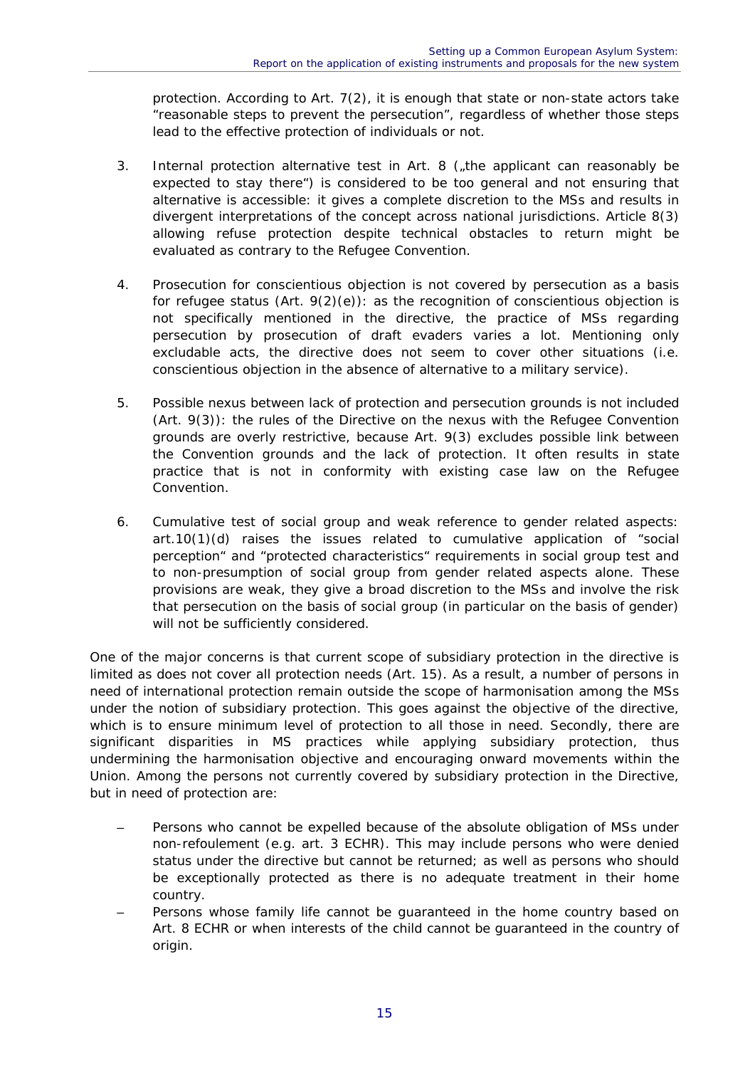protection. According to Art. 7(2), it is enough that state or non-state actors take "reasonable steps to prevent the persecution", regardless of whether those steps lead to the effective protection of individuals or not.

3. Internal protection alternative test in Art. 8 („the applicant can reasonably be expected to stay there") is considered to be too general and not ensuring that alternative is accessible: it gives a complete discretion to the MSs and results in divergent interpretations of the concept across national jurisdictions. Article 8(3) allowing refuse protection despite technical obstacles to return might be evaluated as contrary to the Refugee Convention.

4. Prosecution for conscientious objection is not covered by persecution as a basis for refugee status (Art. 9(2)(e)): as the recognition of conscientious objection is not specifically mentioned in the directive, the practice of MSs regarding persecution by prosecution of draft evaders varies a lot. Mentioning only excludable acts, the directive does not seem to cover other situations (i.e. conscientious objection in the absence of alternative to a military service).

5. Possible nexus between lack of protection and persecution grounds is not included (Art. 9(3)): the rules of the Directive on the nexus with the Refugee Convention grounds are overly restrictive, because Art. 9(3) excludes possible link between the Convention grounds and the lack of protection. It often results in state practice that is not in conformity with existing case law on the Refugee Convention.

6. Cumulative test of social group and weak reference to gender related aspects: art.10(1)(d) raises the issues related to cumulative application of "social perception" and "protected characteristics" requirements in social group test and to non-presumption of social group from gender related aspects alone. These provisions are weak, they give a broad discretion to the MSs and involve the risk that persecution on the basis of social group (in particular on the basis of gender) will not be sufficiently considered.

One of the major concerns is that current scope of subsidiary protection in the directive is limited as does not cover all protection needs (Art. 15). As a result, a number of persons in need of international protection remain outside the scope of harmonisation among the MSs under the notion of subsidiary protection. This goes against the objective of the directive, which is to ensure minimum level of protection to all those in need. Secondly, there are significant disparities in MS practices while applying subsidiary protection, thus undermining the harmonisation objective and encouraging onward movements within the Union. Among the persons not currently covered by subsidiary protection in the Directive, but in need of protection are:

- Persons who cannot be expelled because of the absolute obligation of MSs under non-refoulement (e.g. art. 3 ECHR). This may include persons who were denied status under the directive but cannot be returned; as well as persons who should be exceptionally protected as there is no adequate treatment in their home country.
- Persons whose family life cannot be guaranteed in the home country based on Art. 8 ECHR or when interests of the child cannot be guaranteed in the country of origin.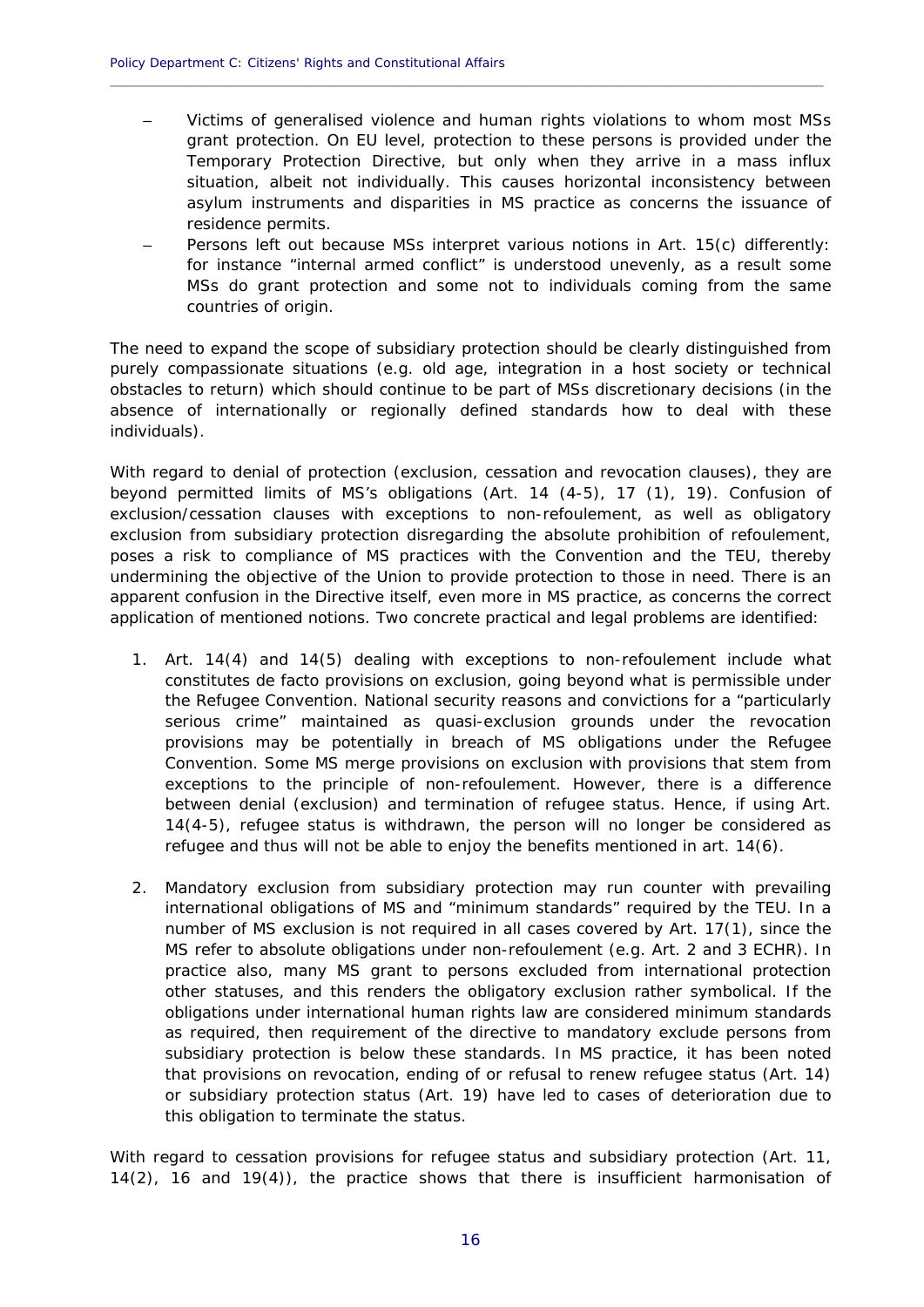- Victims of generalised violence and human rights violations to whom most MSs grant protection. On EU level, protection to these persons is provided under the Temporary Protection Directive, but only when they arrive in a mass influx situation, albeit not individually. This causes horizontal inconsistency between asylum instruments and disparities in MS practice as concerns the issuance of residence permits.
- Persons left out because MSs interpret various notions in Art. 15(c) differently: for instance "internal armed conflict" is understood unevenly, as a result some MSs do grant protection and some not to individuals coming from the same countries of origin.

The need to expand the scope of subsidiary protection should be clearly distinguished from purely compassionate situations (e.g. old age, integration in a host society or technical obstacles to return) which should continue to be part of MSs discretionary decisions (in the absence of internationally or regionally defined standards how to deal with these individuals).

With regard to denial of protection (exclusion, cessation and revocation clauses), they are beyond permitted limits of MS's obligations (Art. 14 (4-5), 17 (1), 19). Confusion of exclusion/cessation clauses with exceptions to non-refoulement, as well as obligatory exclusion from subsidiary protection disregarding the absolute prohibition of refoulement, poses a risk to compliance of MS practices with the Convention and the TEU, thereby undermining the objective of the Union to provide protection to those in need. There is an apparent confusion in the Directive itself, even more in MS practice, as concerns the correct application of mentioned notions. Two concrete practical and legal problems are identified:

1. Art. 14(4) and 14(5) dealing with exceptions to non-refoulement include what constitutes de facto provisions on exclusion, going beyond what is permissible under the Refugee Convention. National security reasons and convictions for a "particularly serious crime" maintained as quasi-exclusion grounds under the revocation provisions may be potentially in breach of MS obligations under the Refugee Convention. Some MS merge provisions on exclusion with provisions that stem from exceptions to the principle of non-refoulement. However, there is a difference between denial (exclusion) and termination of refugee status. Hence, if using Art. 14(4-5), refugee status is withdrawn, the person will no longer be considered as refugee and thus will not be able to enjoy the benefits mentioned in art. 14(6).

2. Mandatory exclusion from subsidiary protection may run counter with prevailing international obligations of MS and "minimum standards" required by the TEU. In a number of MS exclusion is not required in all cases covered by Art. 17(1), since the MS refer to absolute obligations under non-refoulement (e.g. Art. 2 and 3 ECHR). In practice also, many MS grant to persons excluded from international protection other statuses, and this renders the obligatory exclusion rather symbolical. If the obligations under international human rights law are considered minimum standards as required, then requirement of the directive to mandatory exclude persons from subsidiary protection is below these standards. In MS practice, it has been noted that provisions on revocation, ending of or refusal to renew refugee status (Art. 14) or subsidiary protection status (Art. 19) have led to cases of deterioration due to this obligation to terminate the status.

With regard to cessation provisions for refugee status and subsidiary protection (Art. 11, 14(2), 16 and 19(4)), the practice shows that there is insufficient harmonisation of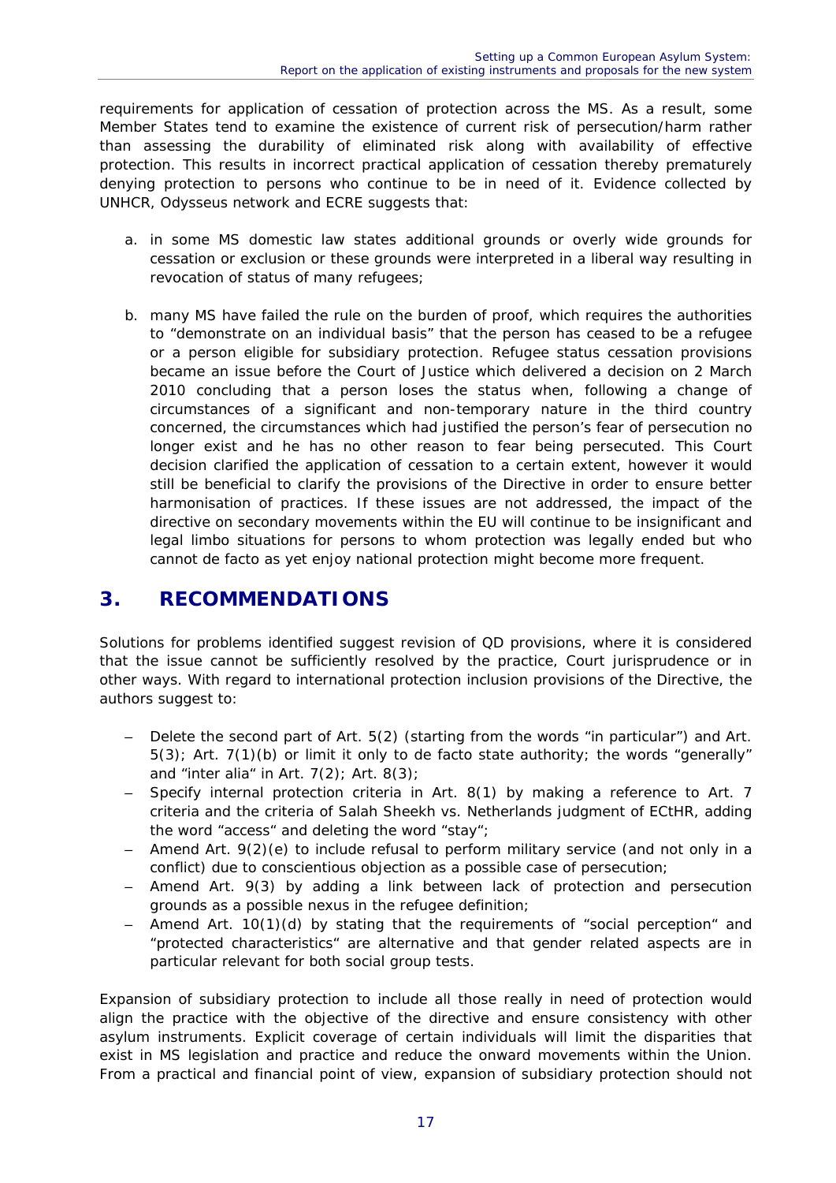requirements for application of cessation of protection across the MS. As a result, some Member States tend to examine the existence of current risk of persecution/harm rather than assessing the durability of eliminated risk along with availability of effective protection. This results in incorrect practical application of cessation thereby prematurely denying protection to persons who continue to be in need of it. Evidence collected by UNHCR, Odysseus network and ECRE suggests that:

a. in some MS domestic law states additional grounds or overly wide grounds for cessation or exclusion or these grounds were interpreted in a liberal way resulting in revocation of status of many refugees;

b. many MS have failed the rule on the burden of proof, which requires the authorities to "demonstrate on an individual basis" that the person has ceased to be a refugee or a person eligible for subsidiary protection. Refugee status cessation provisions became an issue before the Court of Justice which delivered a decision on 2 March 2010 concluding that a person loses the status when, following a change of circumstances of a significant and non-temporary nature in the third country concerned, the circumstances which had justified the person's fear of persecution no longer exist and he has no other reason to fear being persecuted. This Court decision clarified the application of cessation to a certain extent, however it would still be beneficial to clarify the provisions of the Directive in order to ensure better harmonisation of practices. If these issues are not addressed, the impact of the directive on secondary movements within the EU will continue to be insignificant and legal limbo situations for persons to whom protection was legally ended but who cannot de facto as yet enjoy national protection might become more frequent.

## 3. RECOMMENDATIONS

Solutions for problems identified suggest revision of QD provisions, where it is considered that the issue cannot be sufficiently resolved by the practice, Court jurisprudence or in other ways. With regard to international protection inclusion provisions of the Directive, the authors suggest to:

- Delete the second part of Art. 5(2) (starting from the words "in particular") and Art. 5(3); Art. 7(1)(b) or limit it only to de facto state authority; the words "generally" and "inter alia" in Art. 7(2); Art. 8(3);
- Specify internal protection criteria in Art. 8(1) by making a reference to Art. 7 criteria and the criteria of Salah Sheekh vs. Netherlands judgment of ECtHR, adding the word "access" and deleting the word "stay";
- Amend Art. 9(2)(e) to include refusal to perform military service (and not only in a conflict) due to conscientious objection as a possible case of persecution;
- Amend Art. 9(3) by adding a link between lack of protection and persecution grounds as a possible nexus in the refugee definition;
- Amend Art. 10(1)(d) by stating that the requirements of "social perception" and "protected characteristics" are alternative and that gender related aspects are in particular relevant for both social group tests.

Expansion of subsidiary protection to include all those really in need of protection would align the practice with the objective of the directive and ensure consistency with other asylum instruments. Explicit coverage of certain individuals will limit the disparities that exist in MS legislation and practice and reduce the onward movements within the Union. From a practical and financial point of view, expansion of subsidiary protection should not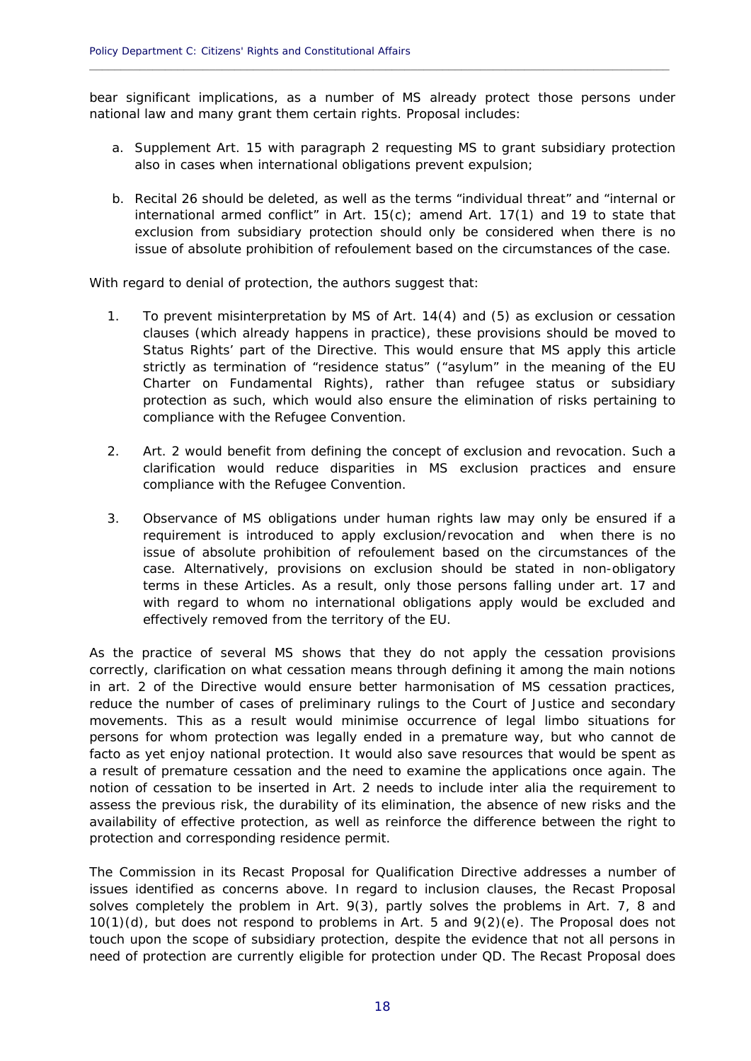bear significant implications, as a number of MS already protect those persons under national law and many grant them certain rights. Proposal includes:

a. Supplement Art. 15 with paragraph 2 requesting MS to grant subsidiary protection also in cases when international obligations prevent expulsion;

b. Recital 26 should be deleted, as well as the terms "individual threat" and "internal or international armed conflict" in Art. 15(c); amend Art. 17(1) and 19 to state that exclusion from subsidiary protection should only be considered when there is no issue of absolute prohibition of refoulement based on the circumstances of the case.

With regard to denial of protection, the authors suggest that:

1. To prevent misinterpretation by MS of Art. 14(4) and (5) as exclusion or cessation clauses (which already happens in practice), these provisions should be moved to Status Rights' part of the Directive. This would ensure that MS apply this article strictly as termination of "residence status" ("asylum" in the meaning of the EU Charter on Fundamental Rights), rather than refugee status or subsidiary protection as such, which would also ensure the elimination of risks pertaining to compliance with the Refugee Convention.

2. Art. 2 would benefit from defining the concept of exclusion and revocation. Such a clarification would reduce disparities in MS exclusion practices and ensure compliance with the Refugee Convention.

3. Observance of MS obligations under human rights law may only be ensured if a requirement is introduced to apply exclusion/revocation and when there is no issue of absolute prohibition of refoulement based on the circumstances of the case. Alternatively, provisions on exclusion should be stated in non-obligatory terms in these Articles. As a result, only those persons falling under art. 17 and with regard to whom no international obligations apply would be excluded and effectively removed from the territory of the EU.

As the practice of several MS shows that they do not apply the cessation provisions correctly, clarification on what cessation means through defining it among the main notions in art. 2 of the Directive would ensure better harmonisation of MS cessation practices, reduce the number of cases of preliminary rulings to the Court of Justice and secondary movements. This as a result would minimise occurrence of legal limbo situations for persons for whom protection was legally ended in a premature way, but who cannot de facto as yet enjoy national protection. It would also save resources that would be spent as a result of premature cessation and the need to examine the applications once again. The notion of cessation to be inserted in Art. 2 needs to include inter alia the requirement to assess the previous risk, the durability of its elimination, the absence of new risks and the availability of effective protection, as well as reinforce the difference between the right to protection and corresponding residence permit.

The Commission in its Recast Proposal for Qualification Directive addresses a number of issues identified as concerns above. In regard to inclusion clauses, the Recast Proposal solves completely the problem in Art. 9(3), partly solves the problems in Art. 7, 8 and 10(1)(d), but does not respond to problems in Art. 5 and 9(2)(e). The Proposal does not touch upon the scope of subsidiary protection, despite the evidence that not all persons in need of protection are currently eligible for protection under QD. The Recast Proposal does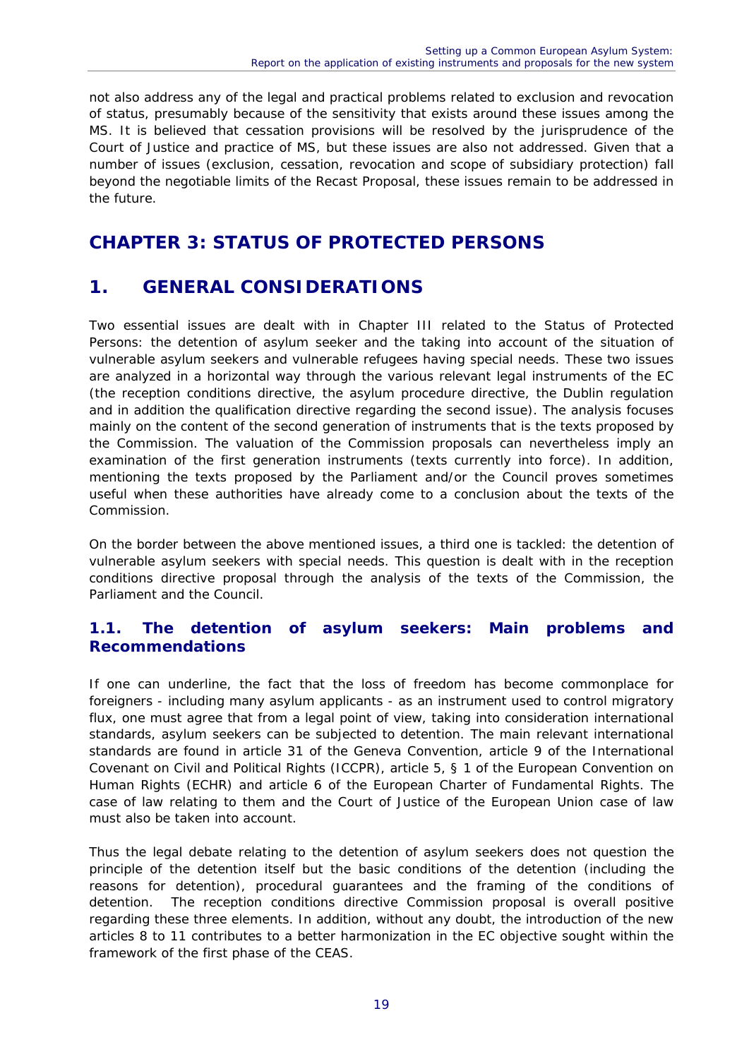not also address any of the legal and practical problems related to exclusion and revocation of status, presumably because of the sensitivity that exists around these issues among the MS. It is believed that cessation provisions will be resolved by the jurisprudence of the Court of Justice and practice of MS, but these issues are also not addressed. Given that a number of issues (exclusion, cessation, revocation and scope of subsidiary protection) fall beyond the negotiable limits of the Recast Proposal, these issues remain to be addressed in the future.

# CHAPTER 3: STATUS OF PROTECTED PERSONS

## 1. GENERAL CONSIDERATIONS

Two essential issues are dealt with in Chapter III related to the Status of Protected Persons: the detention of asylum seeker and the taking into account of the situation of vulnerable asylum seekers and vulnerable refugees having special needs. These two issues are analyzed in a horizontal way through the various relevant legal instruments of the EC (the reception conditions directive, the asylum procedure directive, the Dublin regulation and in addition the qualification directive regarding the second issue). The analysis focuses mainly on the content of the second generation of instruments that is the texts proposed by the Commission. The valuation of the Commission proposals can nevertheless imply an examination of the first generation instruments (texts currently into force). In addition, mentioning the texts proposed by the Parliament and/or the Council proves sometimes useful when these authorities have already come to a conclusion about the texts of the Commission.

On the border between the above mentioned issues, a third one is tackled: the detention of vulnerable asylum seekers with special needs. This question is dealt with in the reception conditions directive proposal through the analysis of the texts of the Commission, the Parliament and the Council.

### 1.1. The detention of asylum seekers: Main problems and Recommendations

If one can underline, the fact that the loss of freedom has become commonplace for foreigners - including many asylum applicants - as an instrument used to control migratory flux, one must agree that from a legal point of view, taking into consideration international standards, asylum seekers can be subjected to detention. The main relevant international standards are found in article 31 of the Geneva Convention, article 9 of the International Covenant on Civil and Political Rights (ICCPR), article 5, § 1 of the European Convention on Human Rights (ECHR) and article 6 of the European Charter of Fundamental Rights. The case of law relating to them and the Court of Justice of the European Union case of law must also be taken into account.

Thus the legal debate relating to the detention of asylum seekers does not question the principle of the detention itself but the basic conditions of the detention (including the reasons for detention), procedural guarantees and the framing of the conditions of detention. The reception conditions directive Commission proposal is overall positive regarding these three elements. In addition, without any doubt, the introduction of the new articles 8 to 11 contributes to a better harmonization in the EC objective sought within the framework of the first phase of the CEAS.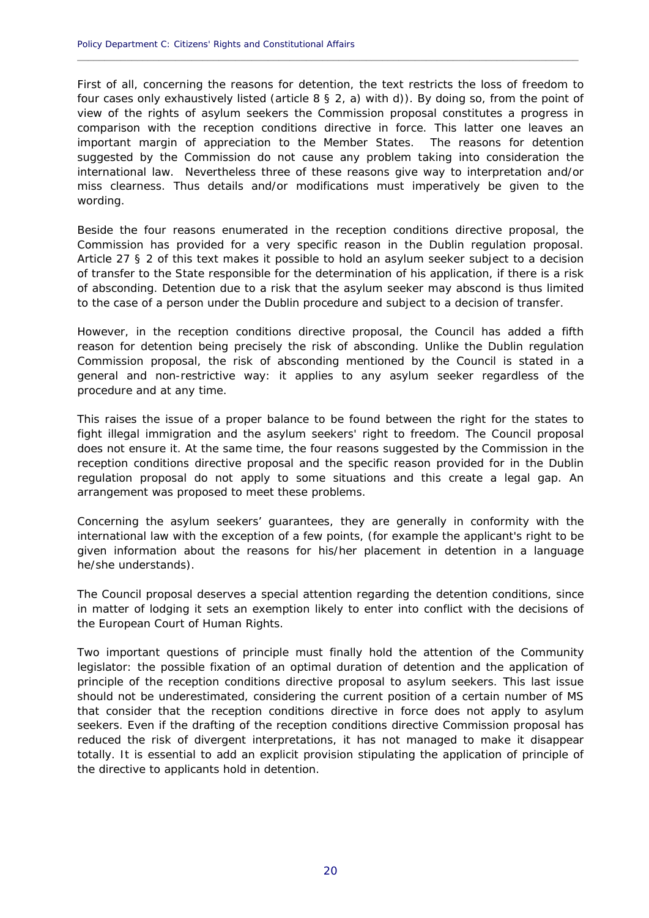First of all, concerning the reasons for detention, the text restricts the loss of freedom to four cases only exhaustively listed (article 8 § 2, a) with d)). By doing so, from the point of view of the rights of asylum seekers the Commission proposal constitutes a progress in comparison with the reception conditions directive in force. This latter one leaves an important margin of appreciation to the Member States. The reasons for detention suggested by the Commission do not cause any problem taking into consideration the international law. Nevertheless three of these reasons give way to interpretation and/or miss clearness. Thus details and/or modifications must imperatively be given to the wording.

Beside the four reasons enumerated in the reception conditions directive proposal, the Commission has provided for a very specific reason in the Dublin regulation proposal. Article 27 § 2 of this text makes it possible to hold an asylum seeker subject to a decision of transfer to the State responsible for the determination of his application, if there is a risk of absconding. Detention due to a risk that the asylum seeker may abscond is thus limited to the case of a person under the Dublin procedure and subject to a decision of transfer.

However, in the reception conditions directive proposal, the Council has added a fifth reason for detention being precisely the risk of absconding. Unlike the Dublin regulation Commission proposal, the risk of absconding mentioned by the Council is stated in a general and non-restrictive way: it applies to any asylum seeker regardless of the procedure and at any time.

This raises the issue of a proper balance to be found between the right for the states to fight illegal immigration and the asylum seekers' right to freedom. The Council proposal does not ensure it. At the same time, the four reasons suggested by the Commission in the reception conditions directive proposal and the specific reason provided for in the Dublin regulation proposal do not apply to some situations and this create a legal gap. An arrangement was proposed to meet these problems.

Concerning the asylum seekers' guarantees, they are generally in conformity with the international law with the exception of a few points, (for example the applicant's right to be given information about the reasons for his/her placement in detention in a language he/she understands).

The Council proposal deserves a special attention regarding the detention conditions, since in matter of lodging it sets an exemption likely to enter into conflict with the decisions of the European Court of Human Rights.

Two important questions of principle must finally hold the attention of the Community legislator: the possible fixation of an optimal duration of detention and the application of principle of the reception conditions directive proposal to asylum seekers. This last issue should not be underestimated, considering the current position of a certain number of MS that consider that the reception conditions directive in force does not apply to asylum seekers. Even if the drafting of the reception conditions directive Commission proposal has reduced the risk of divergent interpretations, it has not managed to make it disappear totally. It is essential to add an explicit provision stipulating the application of principle of the directive to applicants hold in detention.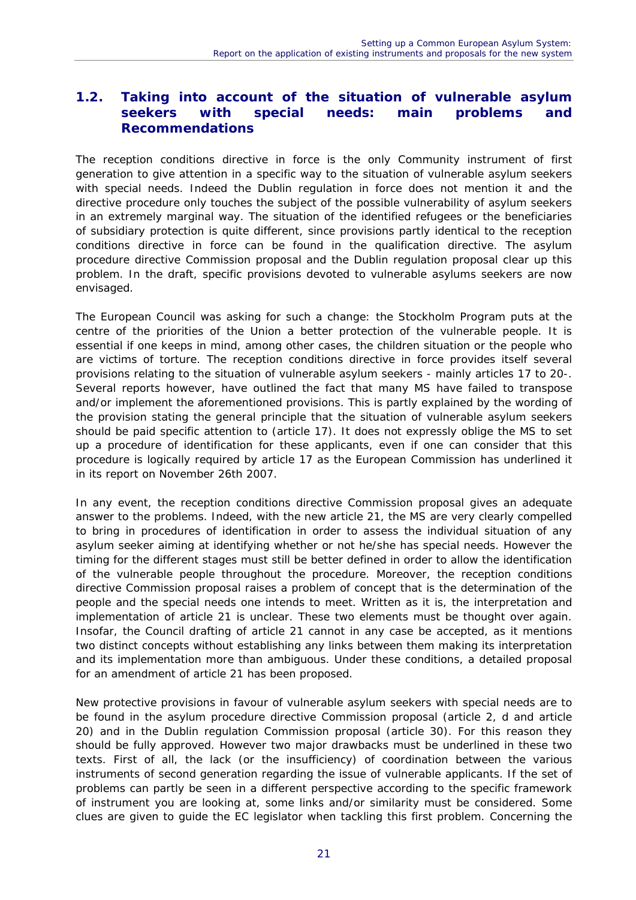## 1.2. Taking into account of the situation of vulnerable asylum seekers with special needs: main problems and Recommendations

The reception conditions directive in force is the only Community instrument of first generation to give attention in a specific way to the situation of vulnerable asylum seekers with special needs. Indeed the Dublin regulation in force does not mention it and the directive procedure only touches the subject of the possible vulnerability of asylum seekers in an extremely marginal way. The situation of the identified refugees or the beneficiaries of subsidiary protection is quite different, since provisions partly identical to the reception conditions directive in force can be found in the qualification directive. The asylum procedure directive Commission proposal and the Dublin regulation proposal clear up this problem. In the draft, specific provisions devoted to vulnerable asylums seekers are now envisaged.

The European Council was asking for such a change: the Stockholm Program puts at the centre of the priorities of the Union a better protection of the vulnerable people. It is essential if one keeps in mind, among other cases, the children situation or the people who are victims of torture. The reception conditions directive in force provides itself several provisions relating to the situation of vulnerable asylum seekers - mainly articles 17 to 20-. Several reports however, have outlined the fact that many MS have failed to transpose and/or implement the aforementioned provisions. This is partly explained by the wording of the provision stating the general principle that the situation of vulnerable asylum seekers should be paid specific attention to (article 17). It does not expressly oblige the MS to set up a procedure of identification for these applicants, even if one can consider that this procedure is logically required by article 17 as the European Commission has underlined it in its report on November 26th 2007.

In any event, the reception conditions directive Commission proposal gives an adequate answer to the problems. Indeed, with the new article 21, the MS are very clearly compelled to bring in procedures of identification in order to assess the individual situation of any asylum seeker aiming at identifying whether or not he/she has special needs. However the timing for the different stages must still be better defined in order to allow the identification of the vulnerable people throughout the procedure. Moreover, the reception conditions directive Commission proposal raises a problem of concept that is the determination of the people and the special needs one intends to meet. Written as it is, the interpretation and implementation of article 21 is unclear. These two elements must be thought over again. Insofar, the Council drafting of article 21 cannot in any case be accepted, as it mentions two distinct concepts without establishing any links between them making its interpretation and its implementation more than ambiguous. Under these conditions, a detailed proposal for an amendment of article 21 has been proposed.

New protective provisions in favour of vulnerable asylum seekers with special needs are to be found in the asylum procedure directive Commission proposal (article 2, d and article 20) and in the Dublin regulation Commission proposal (article 30). For this reason they should be fully approved. However two major drawbacks must be underlined in these two texts. First of all, the lack (or the insufficiency) of coordination between the various instruments of second generation regarding the issue of vulnerable applicants. If the set of problems can partly be seen in a different perspective according to the specific framework of instrument you are looking at, some links and/or similarity must be considered. Some clues are given to guide the EC legislator when tackling this first problem. Concerning the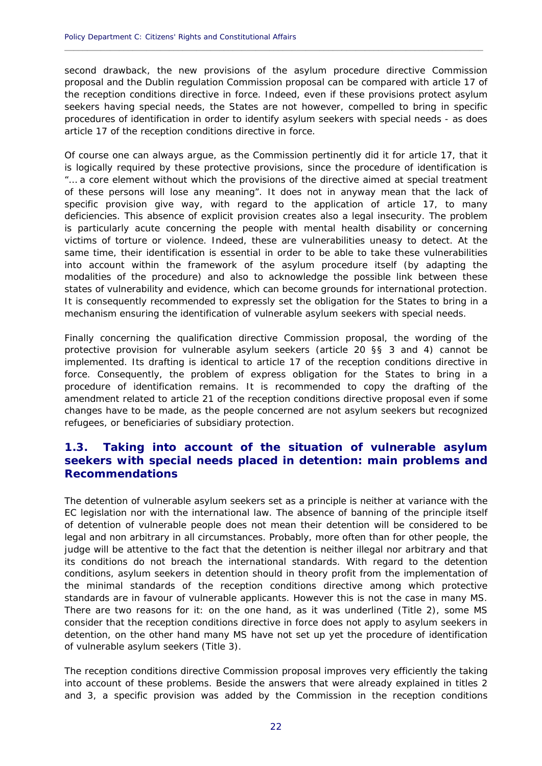second drawback, the new provisions of the asylum procedure directive Commission proposal and the Dublin regulation Commission proposal can be compared with article 17 of the reception conditions directive in force. Indeed, even if these provisions protect asylum seekers having special needs, the States are not however, compelled to bring in specific procedures of identification in order to identify asylum seekers with special needs - as does article 17 of the reception conditions directive in force.

Of course one can always argue, as the Commission pertinently did it for article 17, that it is logically required by these protective provisions, since the procedure of identification is "… a core element without which the provisions of the directive aimed at special treatment of these persons will lose any meaning". It does not in anyway mean that the lack of specific provision give way, with regard to the application of article 17, to many deficiencies. This absence of explicit provision creates also a legal insecurity. The problem is particularly acute concerning the people with mental health disability or concerning victims of torture or violence. Indeed, these are vulnerabilities uneasy to detect. At the same time, their identification is essential in order to be able to take these vulnerabilities into account within the framework of the asylum procedure itself (by adapting the modalities of the procedure) and also to acknowledge the possible link between these states of vulnerability and evidence, which can become grounds for international protection. It is consequently recommended to expressly set the obligation for the States to bring in a mechanism ensuring the identification of vulnerable asylum seekers with special needs.

Finally concerning the qualification directive Commission proposal, the wording of the protective provision for vulnerable asylum seekers (article 20 §§ 3 and 4) cannot be implemented. Its drafting is identical to article 17 of the reception conditions directive in force. Consequently, the problem of express obligation for the States to bring in a procedure of identification remains. It is recommended to copy the drafting of the amendment related to article 21 of the reception conditions directive proposal even if some changes have to be made, as the people concerned are not asylum seekers but recognized refugees, or beneficiaries of subsidiary protection.

## 1.3. Taking into account of the situation of vulnerable asylum seekers with special needs placed in detention: main problems and Recommendations

The detention of vulnerable asylum seekers set as a principle is neither at variance with the EC legislation nor with the international law. The absence of banning of the principle itself of detention of vulnerable people does not mean their detention will be considered to be legal and non arbitrary in all circumstances. Probably, more often than for other people, the judge will be attentive to the fact that the detention is neither illegal nor arbitrary and that its conditions do not breach the international standards. With regard to the detention conditions, asylum seekers in detention should in theory profit from the implementation of the minimal standards of the reception conditions directive among which protective standards are in favour of vulnerable applicants. However this is not the case in many MS. There are two reasons for it: on the one hand, as it was underlined (Title 2), some MS consider that the reception conditions directive in force does not apply to asylum seekers in detention, on the other hand many MS have not set up yet the procedure of identification of vulnerable asylum seekers (Title 3).

The reception conditions directive Commission proposal improves very efficiently the taking into account of these problems. Beside the answers that were already explained in titles 2 and 3, a specific provision was added by the Commission in the reception conditions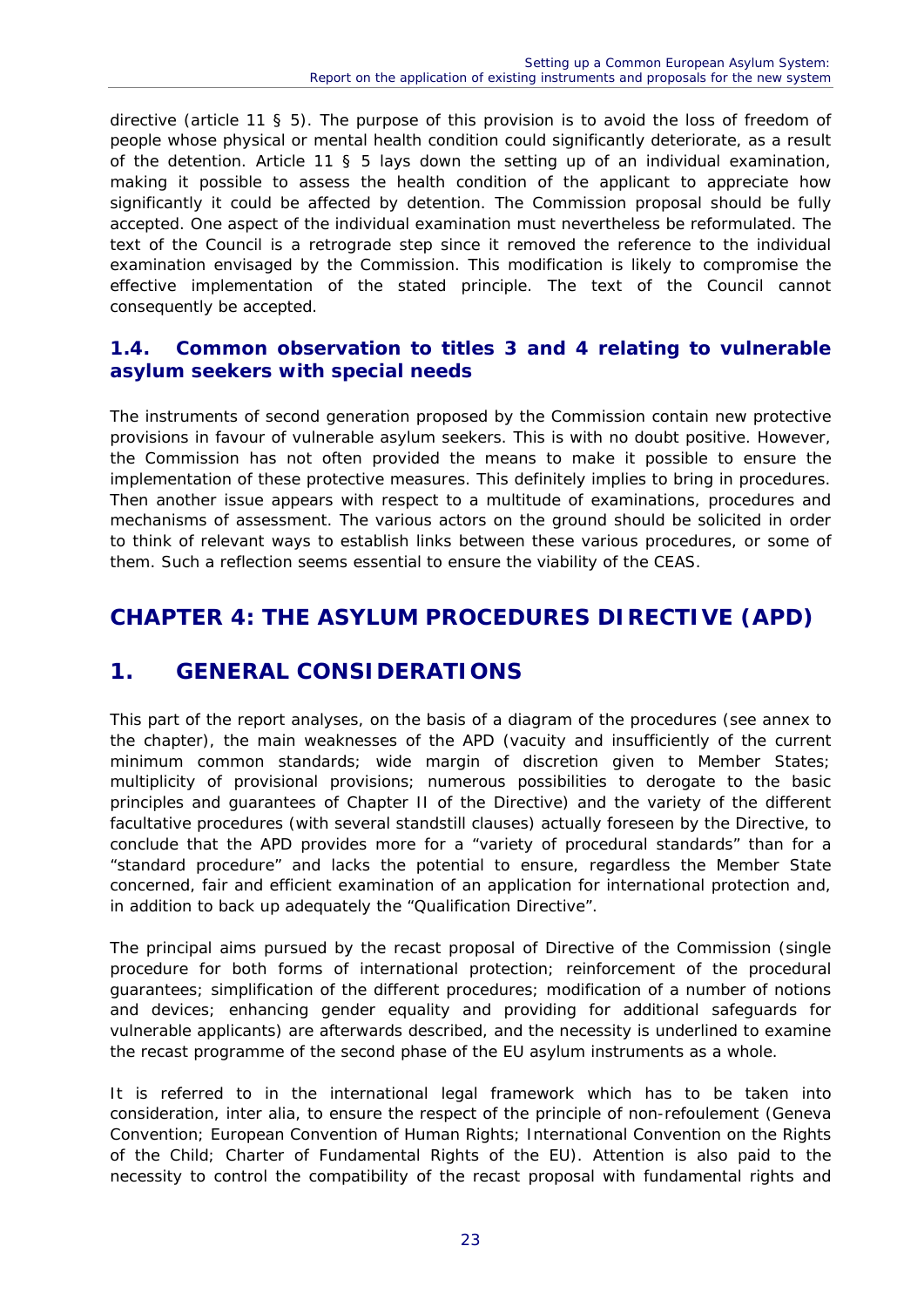directive (article 11 § 5). The purpose of this provision is to avoid the loss of freedom of people whose physical or mental health condition could significantly deteriorate, as a result of the detention. Article 11 § 5 lays down the setting up of an individual examination, making it possible to assess the health condition of the applicant to appreciate how significantly it could be affected by detention. The Commission proposal should be fully accepted. One aspect of the individual examination must nevertheless be reformulated. The text of the Council is a retrograde step since it removed the reference to the individual examination envisaged by the Commission. This modification is likely to compromise the effective implementation of the stated principle. The text of the Council cannot consequently be accepted.

### 1.4. Common observation to titles 3 and 4 relating to vulnerable asylum seekers with special needs

The instruments of second generation proposed by the Commission contain new protective provisions in favour of vulnerable asylum seekers. This is with no doubt positive. However, the Commission has not often provided the means to make it possible to ensure the implementation of these protective measures. This definitely implies to bring in procedures. Then another issue appears with respect to a multitude of examinations, procedures and mechanisms of assessment. The various actors on the ground should be solicited in order to think of relevant ways to establish links between these various procedures, or some of them. Such a reflection seems essential to ensure the viability of the CEAS.

# CHAPTER 4: THE ASYLUM PROCEDURES DIRECTIVE (APD)

## 1. GENERAL CONSIDERATIONS

This part of the report analyses, on the basis of a diagram of the procedures (see annex to the chapter), the main weaknesses of the APD (vacuity and insufficiently of the current minimum common standards; wide margin of discretion given to Member States; multiplicity of provisional provisions; numerous possibilities to derogate to the basic principles and guarantees of Chapter II of the Directive) and the variety of the different facultative procedures (with several standstill clauses) actually foreseen by the Directive, to conclude that the APD provides more for a "variety of procedural standards" than for a "standard procedure" and lacks the potential to ensure, regardless the Member State concerned, fair and efficient examination of an application for international protection and, in addition to back up adequately the "Qualification Directive".

The principal aims pursued by the recast proposal of Directive of the Commission (single procedure for both forms of international protection; reinforcement of the procedural guarantees; simplification of the different procedures; modification of a number of notions and devices; enhancing gender equality and providing for additional safeguards for vulnerable applicants) are afterwards described, and the necessity is underlined to examine the recast programme of the second phase of the EU asylum instruments as a whole.

It is referred to in the international legal framework which has to be taken into consideration, inter alia, to ensure the respect of the principle of non-refoulement (Geneva Convention; European Convention of Human Rights; International Convention on the Rights of the Child; Charter of Fundamental Rights of the EU). Attention is also paid to the necessity to control the compatibility of the recast proposal with fundamental rights and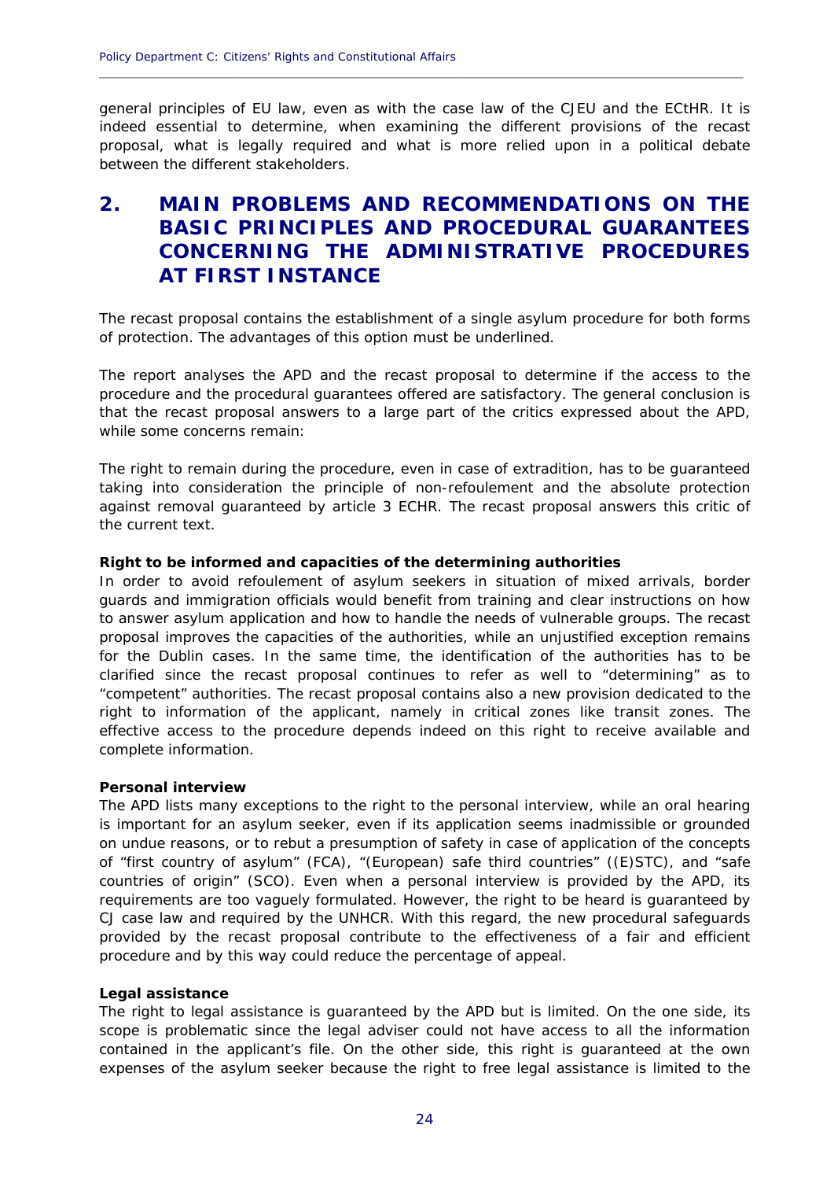general principles of EU law, even as with the case law of the CJEU and the ECtHR. It is indeed essential to determine, when examining the different provisions of the recast proposal, what is legally required and what is more relied upon in a political debate between the different stakeholders.

# 2. MAIN PROBLEMS AND RECOMMENDATIONS ON THE BASIC PRINCIPLES AND PROCEDURAL GUARANTEES CONCERNING THE ADMINISTRATIVE PROCEDURES AT FIRST INSTANCE

The recast proposal contains the establishment of a single asylum procedure for both forms of protection. The advantages of this option must be underlined.

The report analyses the APD and the recast proposal to determine if the access to the procedure and the procedural guarantees offered are satisfactory. The general conclusion is that the recast proposal answers to a large part of the critics expressed about the APD, while some concerns remain:

The right to remain during the procedure, even in case of extradition, has to be guaranteed taking into consideration the principle of non-refoulement and the absolute protection against removal guaranteed by article 3 ECHR. The recast proposal answers this critic of the current text.

**Right to be informed and capacities of the determining authorities**

In order to avoid refoulement of asylum seekers in situation of mixed arrivals, border guards and immigration officials would benefit from training and clear instructions on how to answer asylum application and how to handle the needs of vulnerable groups. The recast proposal improves the capacities of the authorities, while an unjustified exception remains for the Dublin cases. In the same time, the identification of the authorities has to be clarified since the recast proposal continues to refer as well to "determining" as to "competent" authorities. The recast proposal contains also a new provision dedicated to the right to information of the applicant, namely in critical zones like transit zones. The effective access to the procedure depends indeed on this right to receive available and complete information.

**Personal interview**

The APD lists many exceptions to the right to the personal interview, while an oral hearing is important for an asylum seeker, even if its application seems inadmissible or grounded on undue reasons, or to rebut a presumption of safety in case of application of the concepts of "first country of asylum" (FCA), "(European) safe third countries" ((E)STC), and "safe countries of origin" (SCO). Even when a personal interview is provided by the APD, its requirements are too vaguely formulated. However, the right to be heard is guaranteed by CJ case law and required by the UNHCR. With this regard, the new procedural safeguards provided by the recast proposal contribute to the effectiveness of a fair and efficient procedure and by this way could reduce the percentage of appeal.

**Legal assistance**

The right to legal assistance is guaranteed by the APD but is limited. On the one side, its scope is problematic since the legal adviser could not have access to all the information contained in the applicant's file. On the other side, this right is guaranteed at the own expenses of the asylum seeker because the right to free legal assistance is limited to the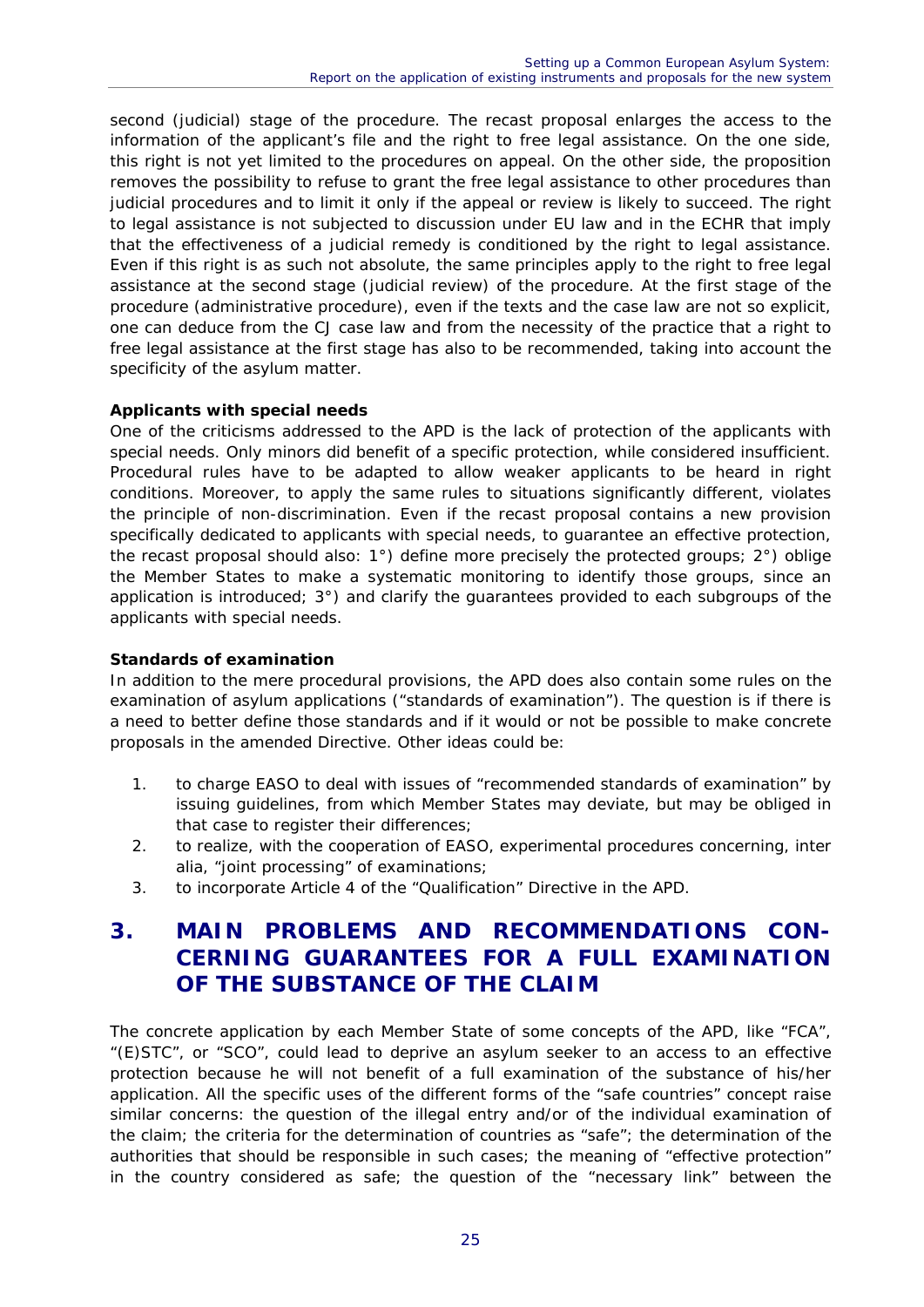second (judicial) stage of the procedure. The recast proposal enlarges the access to the information of the applicant's file and the right to free legal assistance. On the one side, this right is not yet limited to the procedures on appeal. On the other side, the proposition removes the possibility to refuse to grant the free legal assistance to other procedures than judicial procedures and to limit it only if the appeal or review is likely to succeed. The right to legal assistance is not subjected to discussion under EU law and in the ECHR that imply that the effectiveness of a judicial remedy is conditioned by the right to legal assistance. Even if this right is as such not absolute, the same principles apply to the right to free legal assistance at the second stage (judicial review) of the procedure. At the first stage of the procedure (administrative procedure), even if the texts and the case law are not so explicit, one can deduce from the CJ case law and from the necessity of the practice that a right to free legal assistance at the first stage has also to be recommended, taking into account the specificity of the asylum matter.

**Applicants with special needs**

One of the criticisms addressed to the APD is the lack of protection of the applicants with special needs. Only minors did benefit of a specific protection, while considered insufficient. Procedural rules have to be adapted to allow weaker applicants to be heard in right conditions. Moreover, to apply the same rules to situations significantly different, violates the principle of non-discrimination. Even if the recast proposal contains a new provision specifically dedicated to applicants with special needs, to guarantee an effective protection, the recast proposal should also: 1°) define more precisely the protected groups; 2°) oblige the Member States to make a systematic monitoring to identify those groups, since an application is introduced; 3°) and clarify the guarantees provided to each subgroups of the applicants with special needs.

**Standards of examination**

In addition to the mere procedural provisions, the APD does also contain some rules on the examination of asylum applications ("standards of examination"). The question is if there is a need to better define those standards and if it would or not be possible to make concrete proposals in the amended Directive. Other ideas could be:

1. to charge EASO to deal with issues of "recommended standards of examination" by issuing guidelines, from which Member States may deviate, but may be obliged in that case to register their differences;
2. to realize, with the cooperation of EASO, experimental procedures concerning, inter alia, "joint processing" of examinations;
3. to incorporate Article 4 of the "Qualification" Directive in the APD.

# 3. MAIN PROBLEMS AND RECOMMENDATIONS CONCERNING GUARANTEES FOR A FULL EXAMINATION OF THE SUBSTANCE OF THE CLAIM

The concrete application by each Member State of some concepts of the APD, like "FCA", "(E)STC", or "SCO", could lead to deprive an asylum seeker to an access to an effective protection because he will not benefit of a full examination of the substance of his/her application. All the specific uses of the different forms of the "safe countries" concept raise similar concerns: the question of the illegal entry and/or of the individual examination of the claim; the criteria for the determination of countries as "safe"; the determination of the authorities that should be responsible in such cases; the meaning of "effective protection" in the country considered as safe; the question of the "necessary link" between the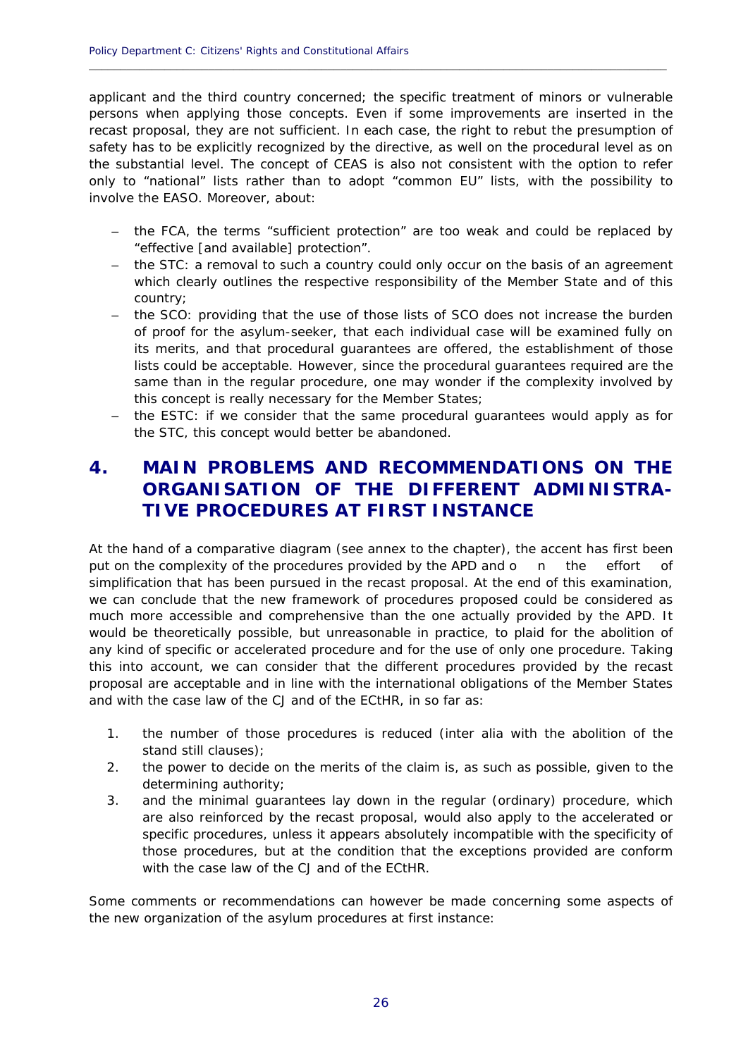applicant and the third country concerned; the specific treatment of minors or vulnerable persons when applying those concepts. Even if some improvements are inserted in the recast proposal, they are not sufficient. In each case, the right to rebut the presumption of safety has to be explicitly recognized by the directive, as well on the procedural level as on the substantial level. The concept of CEAS is also not consistent with the option to refer only to "national" lists rather than to adopt "common EU" lists, with the possibility to involve the EASO. Moreover, about:

- the FCA, the terms "sufficient protection" are too weak and could be replaced by "effective [and available] protection".
- the STC: a removal to such a country could only occur on the basis of an agreement which clearly outlines the respective responsibility of the Member State and of this country;
- the SCO: providing that the use of those lists of SCO does not increase the burden of proof for the asylum-seeker, that each individual case will be examined fully on its merits, and that procedural guarantees are offered, the establishment of those lists could be acceptable. However, since the procedural guarantees required are the same than in the regular procedure, one may wonder if the complexity involved by this concept is really necessary for the Member States;
- the ESTC: if we consider that the same procedural guarantees would apply as for the STC, this concept would better be abandoned.

# 4. MAIN PROBLEMS AND RECOMMENDATIONS ON THE ORGANISATION OF THE DIFFERENT ADMINISTRATIVE PROCEDURES AT FIRST INSTANCE

At the hand of a comparative diagram (see annex to the chapter), the accent has first been put on the complexity of the procedures provided by the APD and on the effort of simplification that has been pursued in the recast proposal. At the end of this examination, we can conclude that the new framework of procedures proposed could be considered as much more accessible and comprehensive than the one actually provided by the APD. It would be theoretically possible, but unreasonable in practice, to plaid for the abolition of any kind of specific or accelerated procedure and for the use of only one procedure. Taking this into account, we can consider that the different procedures provided by the recast proposal are acceptable and in line with the international obligations of the Member States and with the case law of the CJ and of the ECtHR, in so far as:

1. the number of those procedures is reduced (inter alia with the abolition of the stand still clauses);
2. the power to decide on the merits of the claim is, as such as possible, given to the determining authority;
3. and the minimal guarantees lay down in the regular (ordinary) procedure, which are also reinforced by the recast proposal, would also apply to the accelerated or specific procedures, unless it appears absolutely incompatible with the specificity of those procedures, but at the condition that the exceptions provided are conform with the case law of the CJ and of the ECtHR.

Some comments or recommendations can however be made concerning some aspects of the new organization of the asylum procedures at first instance: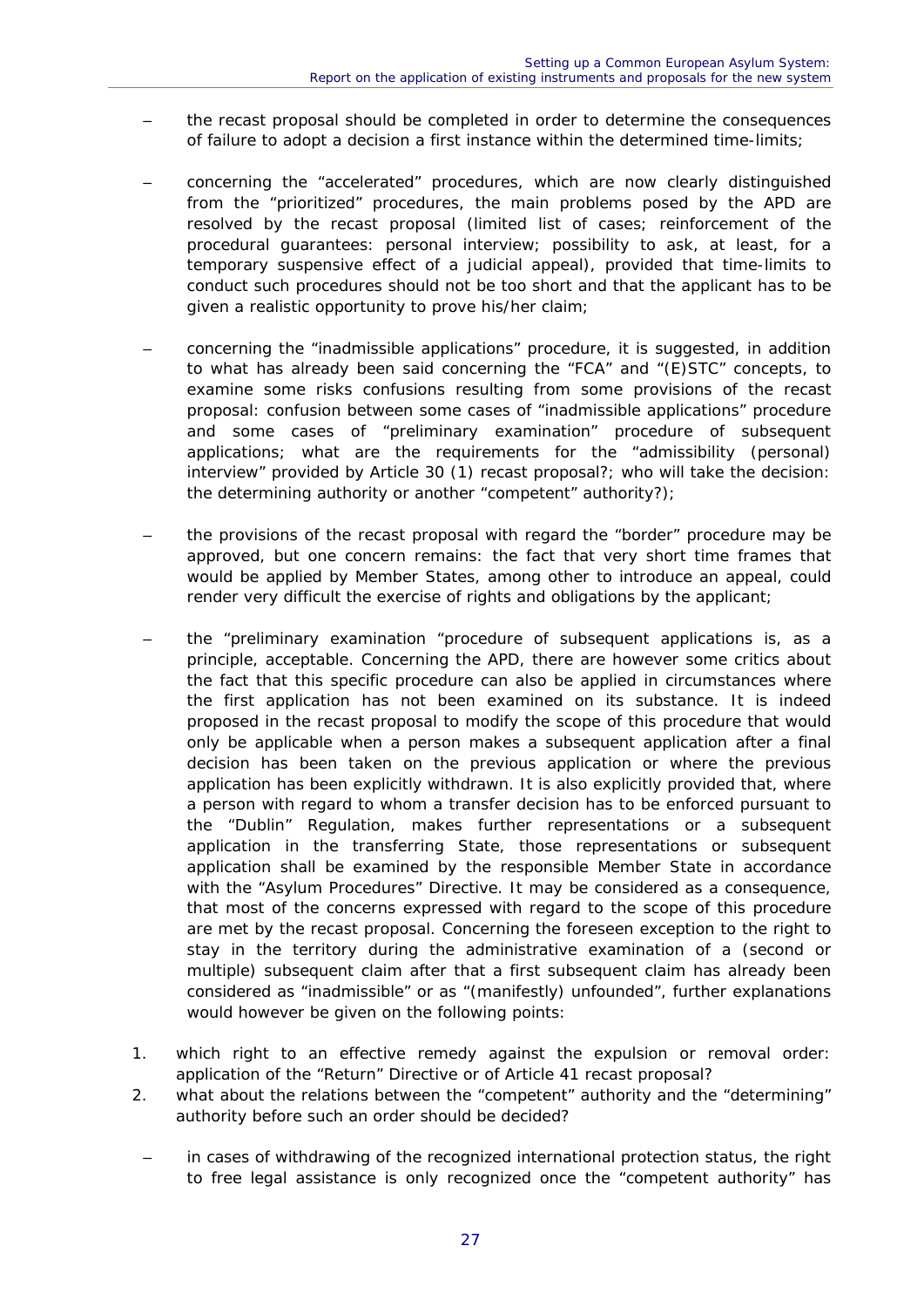- the recast proposal should be completed in order to determine the consequences of failure to adopt a decision a first instance within the determined time-limits;

- concerning the "accelerated" procedures, which are now clearly distinguished from the "prioritized" procedures, the main problems posed by the APD are resolved by the recast proposal (limited list of cases; reinforcement of the procedural guarantees: personal interview; possibility to ask, at least, for a temporary suspensive effect of a judicial appeal), provided that time-limits to conduct such procedures should not be too short and that the applicant has to be given a realistic opportunity to prove his/her claim;

- concerning the "inadmissible applications" procedure, it is suggested, in addition to what has already been said concerning the "FCA" and "(E)STC" concepts, to examine some risks confusions resulting from some provisions of the recast proposal: confusion between some cases of "inadmissible applications" procedure and some cases of "preliminary examination" procedure of subsequent applications; what are the requirements for the "admissibility (personal) interview" provided by Article 30 (1) recast proposal?; who will take the decision: the determining authority or another "competent" authority?);

- the provisions of the recast proposal with regard the "border" procedure may be approved, but one concern remains: the fact that very short time frames that would be applied by Member States, among other to introduce an appeal, could render very difficult the exercise of rights and obligations by the applicant;

- the "preliminary examination "procedure of subsequent applications is, as a principle, acceptable. Concerning the APD, there are however some critics about the fact that this specific procedure can also be applied in circumstances where the first application has not been examined on its substance. It is indeed proposed in the recast proposal to modify the scope of this procedure that would only be applicable when a person makes a subsequent application after a final decision has been taken on the previous application or where the previous application has been explicitly withdrawn. It is also explicitly provided that, where a person with regard to whom a transfer decision has to be enforced pursuant to the "Dublin" Regulation, makes further representations or a subsequent application in the transferring State, those representations or subsequent application shall be examined by the responsible Member State in accordance with the "Asylum Procedures" Directive. It may be considered as a consequence, that most of the concerns expressed with regard to the scope of this procedure are met by the recast proposal. Concerning the foreseen exception to the right to stay in the territory during the administrative examination of a (second or multiple) subsequent claim after that a first subsequent claim has already been considered as "inadmissible" or as "(manifestly) unfounded", further explanations would however be given on the following points:

1. which right to an effective remedy against the expulsion or removal order: application of the "Return" Directive or of Article 41 recast proposal?
2. what about the relations between the "competent" authority and the "determining" authority before such an order should be decided?

- in cases of withdrawing of the recognized international protection status, the right to free legal assistance is only recognized once the "competent authority" has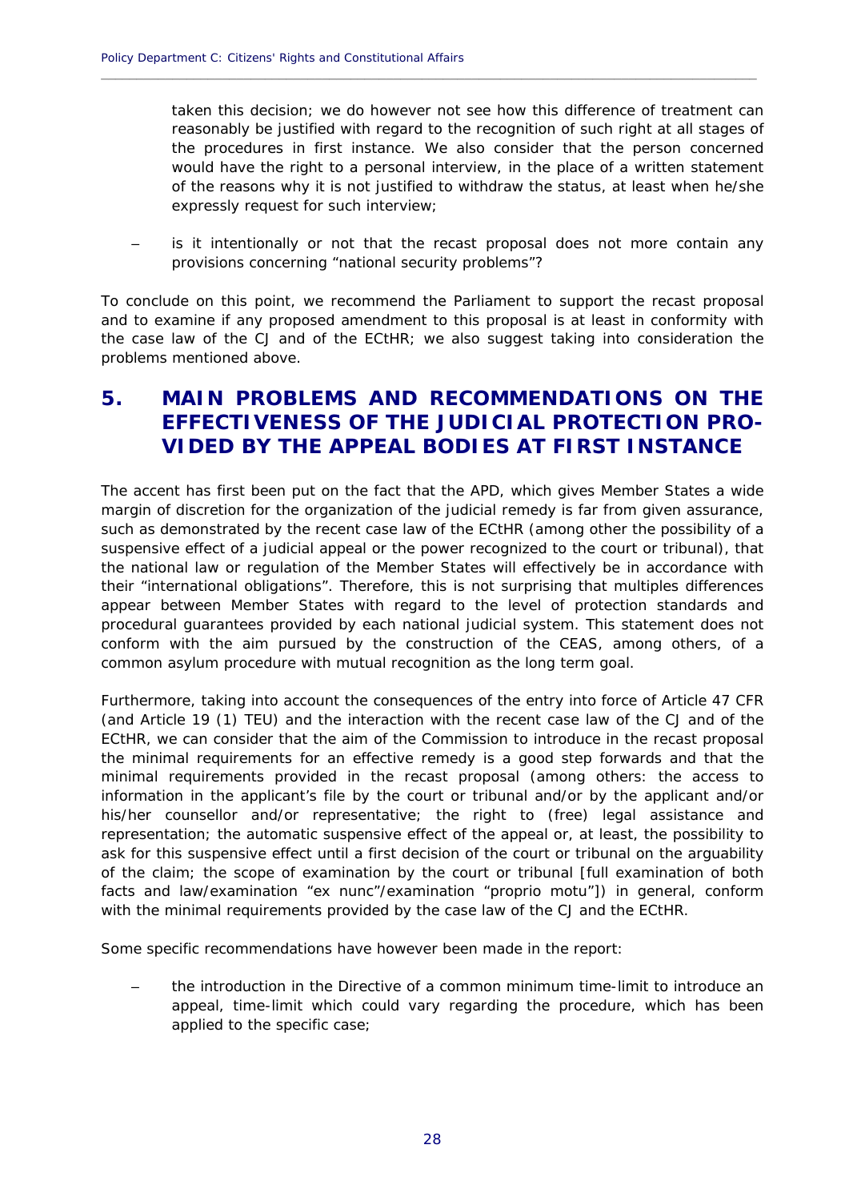taken this decision; we do however not see how this difference of treatment can reasonably be justified with regard to the recognition of such right at all stages of the procedures in first instance. We also consider that the person concerned would have the right to a personal interview, in the place of a written statement of the reasons why it is not justified to withdraw the status, at least when he/she expressly request for such interview;

- is it intentionally or not that the recast proposal does not more contain any provisions concerning "national security problems"?

To conclude on this point, we recommend the Parliament to support the recast proposal and to examine if any proposed amendment to this proposal is at least in conformity with the case law of the CJ and of the ECtHR; we also suggest taking into consideration the problems mentioned above.

## 5. MAIN PROBLEMS AND RECOMMENDATIONS ON THE EFFECTIVENESS OF THE JUDICIAL PROTECTION PROVIDED BY THE APPEAL BODIES AT FIRST INSTANCE

The accent has first been put on the fact that the APD, which gives Member States a wide margin of discretion for the organization of the judicial remedy is far from given assurance, such as demonstrated by the recent case law of the ECtHR (among other the possibility of a suspensive effect of a judicial appeal or the power recognized to the court or tribunal), that the national law or regulation of the Member States will effectively be in accordance with their "international obligations". Therefore, this is not surprising that multiples differences appear between Member States with regard to the level of protection standards and procedural guarantees provided by each national judicial system. This statement does not conform with the aim pursued by the construction of the CEAS, among others, of a common asylum procedure with mutual recognition as the long term goal.

Furthermore, taking into account the consequences of the entry into force of Article 47 CFR (and Article 19 (1) TEU) and the interaction with the recent case law of the CJ and of the ECtHR, we can consider that the aim of the Commission to introduce in the recast proposal the minimal requirements for an effective remedy is a good step forwards and that the minimal requirements provided in the recast proposal (among others: the access to information in the applicant's file by the court or tribunal and/or by the applicant and/or his/her counsellor and/or representative; the right to (free) legal assistance and representation; the automatic suspensive effect of the appeal or, at least, the possibility to ask for this suspensive effect until a first decision of the court or tribunal on the arguability of the claim; the scope of examination by the court or tribunal [full examination of both facts and law/examination "ex nunc"/examination "proprio motu"]) in general, conform with the minimal requirements provided by the case law of the CJ and the ECtHR.

Some specific recommendations have however been made in the report:

- the introduction in the Directive of a common minimum time-limit to introduce an appeal, time-limit which could vary regarding the procedure, which has been applied to the specific case;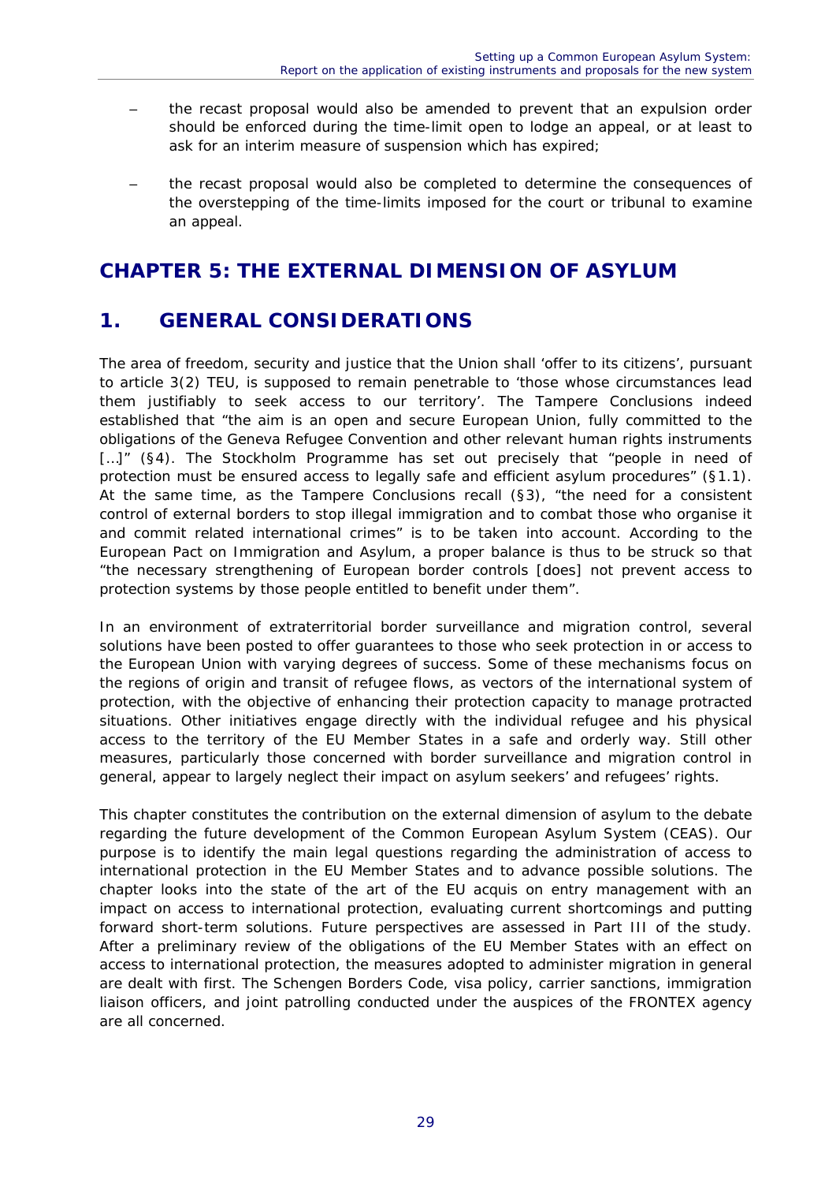- the recast proposal would also be amended to prevent that an expulsion order should be enforced during the time-limit open to lodge an appeal, or at least to ask for an interim measure of suspension which has expired;
- the recast proposal would also be completed to determine the consequences of the overstepping of the time-limits imposed for the court or tribunal to examine an appeal.

# CHAPTER 5: THE EXTERNAL DIMENSION OF ASYLUM

## 1. GENERAL CONSIDERATIONS

The area of freedom, security and justice that the Union shall 'offer to its citizens', pursuant to article 3(2) TEU, is supposed to remain penetrable to 'those whose circumstances lead them justifiably to seek access to our territory'. The Tampere Conclusions indeed established that "the aim is an open and secure European Union, fully committed to the obligations of the Geneva Refugee Convention and other relevant human rights instruments […]" (§4). The Stockholm Programme has set out precisely that "people in need of protection must be ensured access to legally safe and efficient asylum procedures" (§1.1). At the same time, as the Tampere Conclusions recall (§3), "the need for a consistent control of external borders to stop illegal immigration and to combat those who organise it and commit related international crimes" is to be taken into account. According to the European Pact on Immigration and Asylum, a proper balance is thus to be struck so that "the necessary strengthening of European border controls [does] not prevent access to protection systems by those people entitled to benefit under them".

In an environment of extraterritorial border surveillance and migration control, several solutions have been posted to offer guarantees to those who seek protection in or access to the European Union with varying degrees of success. Some of these mechanisms focus on the regions of origin and transit of refugee flows, as vectors of the international system of protection, with the objective of enhancing their protection capacity to manage protracted situations. Other initiatives engage directly with the individual refugee and his physical access to the territory of the EU Member States in a safe and orderly way. Still other measures, particularly those concerned with border surveillance and migration control in general, appear to largely neglect their impact on asylum seekers' and refugees' rights.

This chapter constitutes the contribution on the external dimension of asylum to the debate regarding the future development of the Common European Asylum System (CEAS). Our purpose is to identify the main legal questions regarding the administration of access to international protection in the EU Member States and to advance possible solutions. The chapter looks into the state of the art of the EU acquis on entry management with an impact on access to international protection, evaluating current shortcomings and putting forward short-term solutions. Future perspectives are assessed in Part III of the study. After a preliminary review of the obligations of the EU Member States with an effect on access to international protection, the measures adopted to administer migration in general are dealt with first. The Schengen Borders Code, visa policy, carrier sanctions, immigration liaison officers, and joint patrolling conducted under the auspices of the FRONTEX agency are all concerned.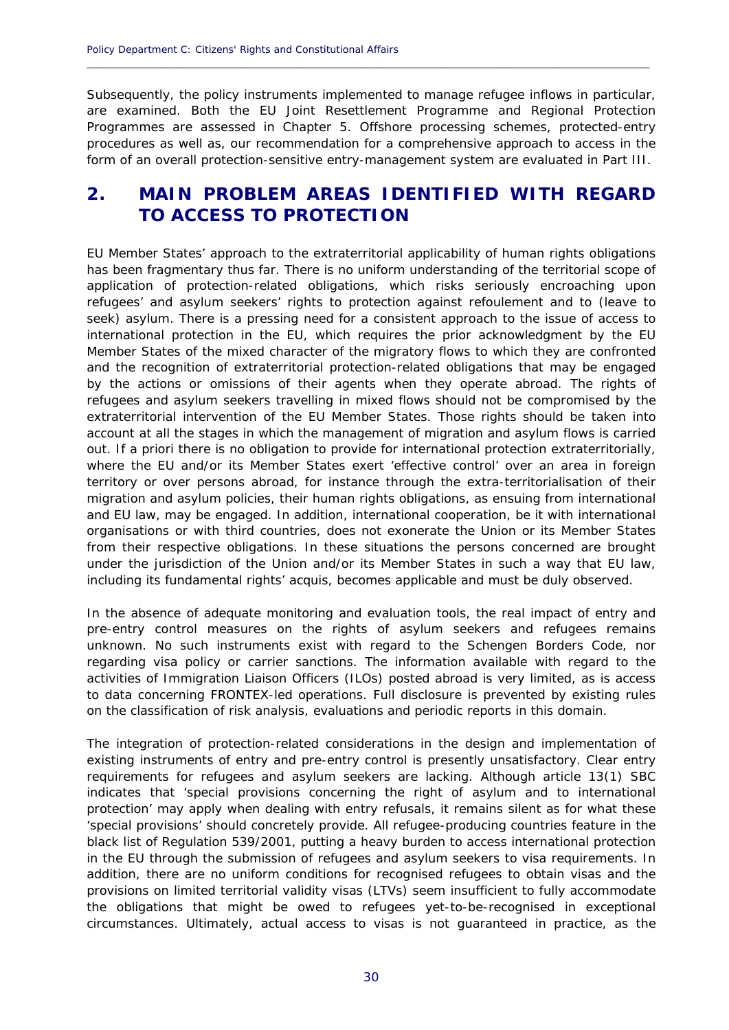Subsequently, the policy instruments implemented to manage refugee inflows in particular, are examined. Both the EU Joint Resettlement Programme and Regional Protection Programmes are assessed in Chapter 5. Offshore processing schemes, protected-entry procedures as well as, our recommendation for a comprehensive approach to access in the form of an overall protection-sensitive entry-management system are evaluated in Part III.

## 2. MAIN PROBLEM AREAS IDENTIFIED WITH REGARD TO ACCESS TO PROTECTION

EU Member States' approach to the extraterritorial applicability of human rights obligations has been fragmentary thus far. There is no uniform understanding of the territorial scope of application of protection-related obligations, which risks seriously encroaching upon refugees' and asylum seekers' rights to protection against refoulement and to (leave to seek) asylum. There is a pressing need for a consistent approach to the issue of access to international protection in the EU, which requires the prior acknowledgment by the EU Member States of the mixed character of the migratory flows to which they are confronted and the recognition of extraterritorial protection-related obligations that may be engaged by the actions or omissions of their agents when they operate abroad. The rights of refugees and asylum seekers travelling in mixed flows should not be compromised by the extraterritorial intervention of the EU Member States. Those rights should be taken into account at all the stages in which the management of migration and asylum flows is carried out. If a priori there is no obligation to provide for international protection extraterritorially, where the EU and/or its Member States exert 'effective control' over an area in foreign territory or over persons abroad, for instance through the extra-territorialisation of their migration and asylum policies, their human rights obligations, as ensuing from international and EU law, may be engaged. In addition, international cooperation, be it with international organisations or with third countries, does not exonerate the Union or its Member States from their respective obligations. In these situations the persons concerned are brought under the jurisdiction of the Union and/or its Member States in such a way that EU law, including its fundamental rights' acquis, becomes applicable and must be duly observed.

In the absence of adequate monitoring and evaluation tools, the real impact of entry and pre-entry control measures on the rights of asylum seekers and refugees remains unknown. No such instruments exist with regard to the Schengen Borders Code, nor regarding visa policy or carrier sanctions. The information available with regard to the activities of Immigration Liaison Officers (ILOs) posted abroad is very limited, as is access to data concerning FRONTEX-led operations. Full disclosure is prevented by existing rules on the classification of risk analysis, evaluations and periodic reports in this domain.

The integration of protection-related considerations in the design and implementation of existing instruments of entry and pre-entry control is presently unsatisfactory. Clear entry requirements for refugees and asylum seekers are lacking. Although article 13(1) SBC indicates that 'special provisions concerning the right of asylum and to international protection' may apply when dealing with entry refusals, it remains silent as for what these 'special provisions' should concretely provide. All refugee-producing countries feature in the black list of Regulation 539/2001, putting a heavy burden to access international protection in the EU through the submission of refugees and asylum seekers to visa requirements. In addition, there are no uniform conditions for recognised refugees to obtain visas and the provisions on limited territorial validity visas (LTVs) seem insufficient to fully accommodate the obligations that might be owed to refugees yet-to-be-recognised in exceptional circumstances. Ultimately, actual access to visas is not guaranteed in practice, as the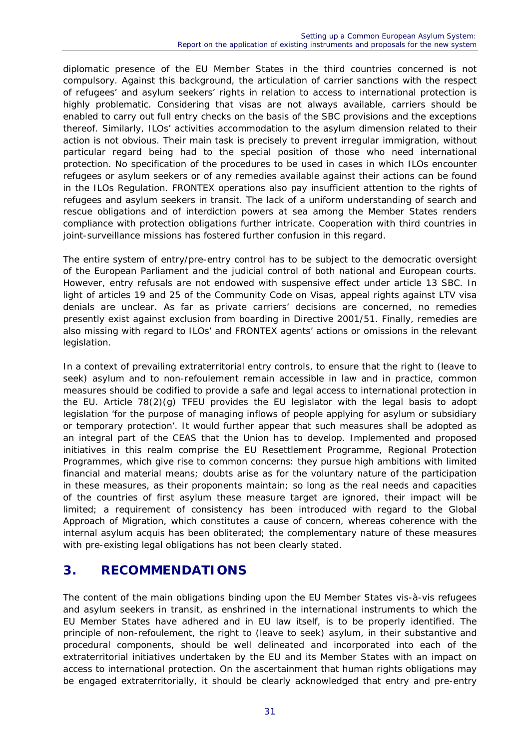diplomatic presence of the EU Member States in the third countries concerned is not compulsory. Against this background, the articulation of carrier sanctions with the respect of refugees' and asylum seekers' rights in relation to access to international protection is highly problematic. Considering that visas are not always available, carriers should be enabled to carry out full entry checks on the basis of the SBC provisions and the exceptions thereof. Similarly, ILOs' activities accommodation to the asylum dimension related to their action is not obvious. Their main task is precisely to prevent irregular immigration, without particular regard being had to the special position of those who need international protection. No specification of the procedures to be used in cases in which ILOs encounter refugees or asylum seekers or of any remedies available against their actions can be found in the ILOs Regulation. FRONTEX operations also pay insufficient attention to the rights of refugees and asylum seekers in transit. The lack of a uniform understanding of search and rescue obligations and of interdiction powers at sea among the Member States renders compliance with protection obligations further intricate. Cooperation with third countries in joint-surveillance missions has fostered further confusion in this regard.

The entire system of entry/pre-entry control has to be subject to the democratic oversight of the European Parliament and the judicial control of both national and European courts. However, entry refusals are not endowed with suspensive effect under article 13 SBC. In light of articles 19 and 25 of the Community Code on Visas, appeal rights against LTV visa denials are unclear. As far as private carriers' decisions are concerned, no remedies presently exist against exclusion from boarding in Directive 2001/51. Finally, remedies are also missing with regard to ILOs' and FRONTEX agents' actions or omissions in the relevant legislation.

In a context of prevailing extraterritorial entry controls, to ensure that the right to (leave to seek) asylum and to non-refoulement remain accessible in law and in practice, common measures should be codified to provide a safe and legal access to international protection in the EU. Article 78(2)(g) TFEU provides the EU legislator with the legal basis to adopt legislation 'for the purpose of managing inflows of people applying for asylum or subsidiary or temporary protection'. It would further appear that such measures shall be adopted as an integral part of the CEAS that the Union has to develop. Implemented and proposed initiatives in this realm comprise the EU Resettlement Programme, Regional Protection Programmes, which give rise to common concerns: they pursue high ambitions with limited financial and material means; doubts arise as for the voluntary nature of the participation in these measures, as their proponents maintain; so long as the real needs and capacities of the countries of first asylum these measure target are ignored, their impact will be limited; a requirement of consistency has been introduced with regard to the Global Approach of Migration, which constitutes a cause of concern, whereas coherence with the internal asylum acquis has been obliterated; the complementary nature of these measures with pre-existing legal obligations has not been clearly stated.

## 3. RECOMMENDATIONS

The content of the main obligations binding upon the EU Member States vis-à-vis refugees and asylum seekers in transit, as enshrined in the international instruments to which the EU Member States have adhered and in EU law itself, is to be properly identified. The principle of non-refoulement, the right to (leave to seek) asylum, in their substantive and procedural components, should be well delineated and incorporated into each of the extraterritorial initiatives undertaken by the EU and its Member States with an impact on access to international protection. On the ascertainment that human rights obligations may be engaged extraterritorially, it should be clearly acknowledged that entry and pre-entry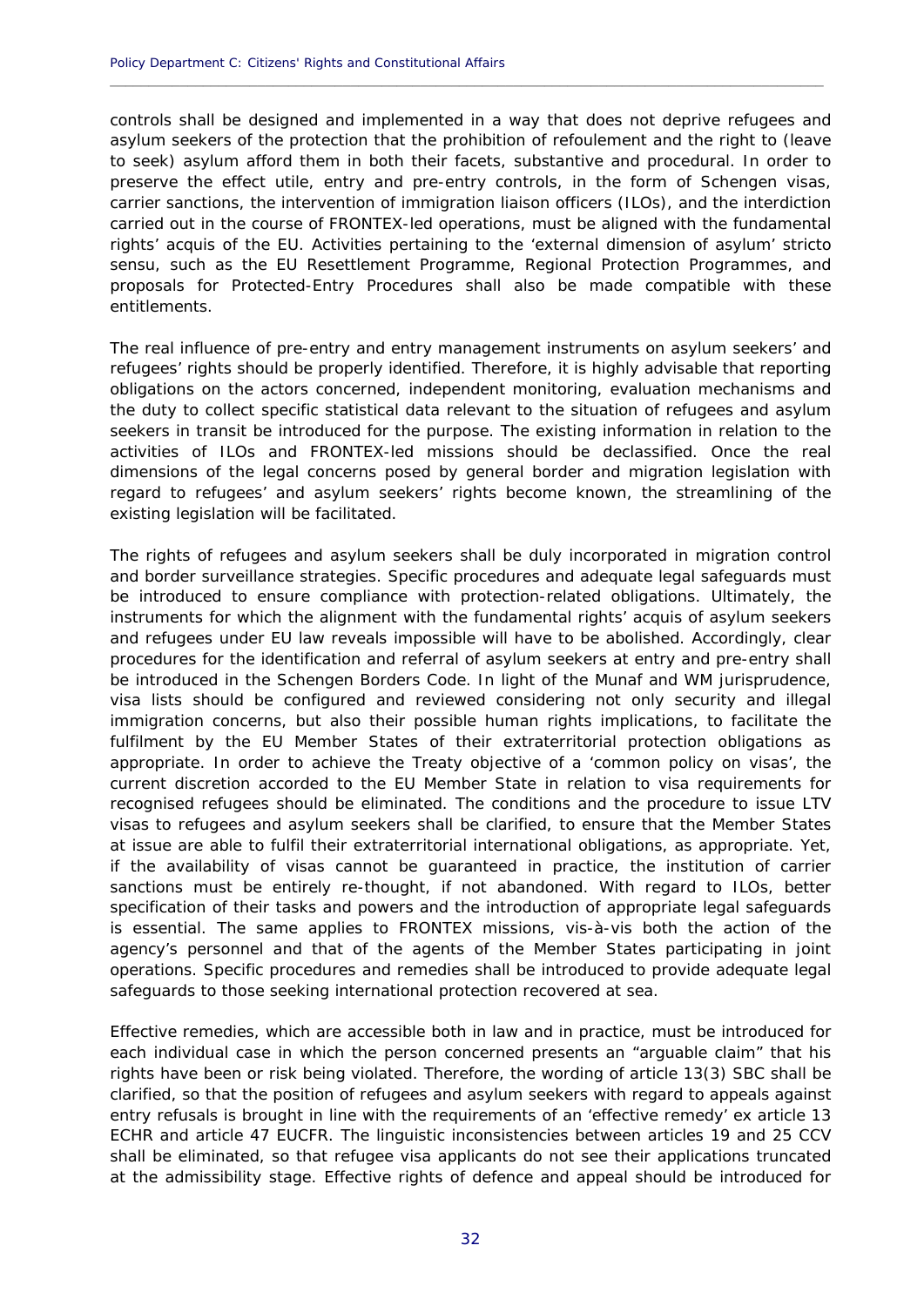controls shall be designed and implemented in a way that does not deprive refugees and asylum seekers of the protection that the prohibition of refoulement and the right to (leave to seek) asylum afford them in both their facets, substantive and procedural. In order to preserve the effect utile, entry and pre-entry controls, in the form of Schengen visas, carrier sanctions, the intervention of immigration liaison officers (ILOs), and the interdiction carried out in the course of FRONTEX-led operations, must be aligned with the fundamental rights' acquis of the EU. Activities pertaining to the 'external dimension of asylum' stricto sensu, such as the EU Resettlement Programme, Regional Protection Programmes, and proposals for Protected-Entry Procedures shall also be made compatible with these entitlements.

The real influence of pre-entry and entry management instruments on asylum seekers' and refugees' rights should be properly identified. Therefore, it is highly advisable that reporting obligations on the actors concerned, independent monitoring, evaluation mechanisms and the duty to collect specific statistical data relevant to the situation of refugees and asylum seekers in transit be introduced for the purpose. The existing information in relation to the activities of ILOs and FRONTEX-led missions should be declassified. Once the real dimensions of the legal concerns posed by general border and migration legislation with regard to refugees' and asylum seekers' rights become known, the streamlining of the existing legislation will be facilitated.

The rights of refugees and asylum seekers shall be duly incorporated in migration control and border surveillance strategies. Specific procedures and adequate legal safeguards must be introduced to ensure compliance with protection-related obligations. Ultimately, the instruments for which the alignment with the fundamental rights' acquis of asylum seekers and refugees under EU law reveals impossible will have to be abolished. Accordingly, clear procedures for the identification and referral of asylum seekers at entry and pre-entry shall be introduced in the Schengen Borders Code. In light of the Munaf and WM jurisprudence, visa lists should be configured and reviewed considering not only security and illegal immigration concerns, but also their possible human rights implications, to facilitate the fulfilment by the EU Member States of their extraterritorial protection obligations as appropriate. In order to achieve the Treaty objective of a 'common policy on visas', the current discretion accorded to the EU Member State in relation to visa requirements for recognised refugees should be eliminated. The conditions and the procedure to issue LTV visas to refugees and asylum seekers shall be clarified, to ensure that the Member States at issue are able to fulfil their extraterritorial international obligations, as appropriate. Yet, if the availability of visas cannot be guaranteed in practice, the institution of carrier sanctions must be entirely re-thought, if not abandoned. With regard to ILOs, better specification of their tasks and powers and the introduction of appropriate legal safeguards is essential. The same applies to FRONTEX missions, vis-à-vis both the action of the agency's personnel and that of the agents of the Member States participating in joint operations. Specific procedures and remedies shall be introduced to provide adequate legal safeguards to those seeking international protection recovered at sea.

Effective remedies, which are accessible both in law and in practice, must be introduced for each individual case in which the person concerned presents an "arguable claim" that his rights have been or risk being violated. Therefore, the wording of article 13(3) SBC shall be clarified, so that the position of refugees and asylum seekers with regard to appeals against entry refusals is brought in line with the requirements of an 'effective remedy' ex article 13 ECHR and article 47 EUCFR. The linguistic inconsistencies between articles 19 and 25 CCV shall be eliminated, so that refugee visa applicants do not see their applications truncated at the admissibility stage. Effective rights of defence and appeal should be introduced for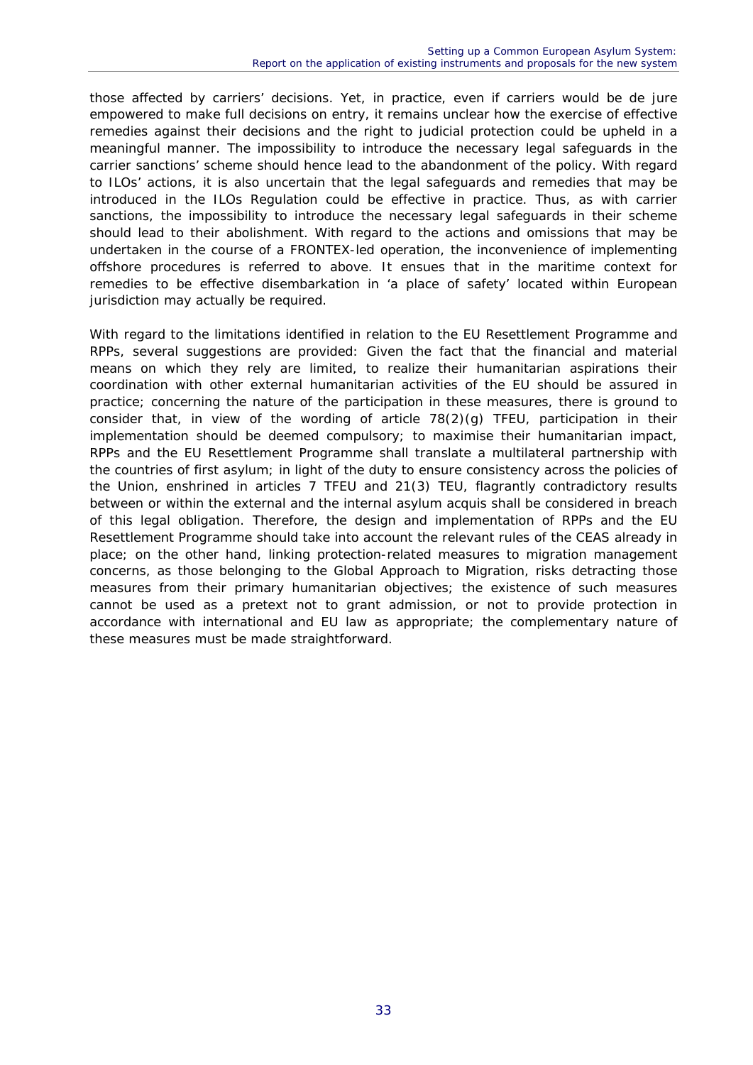those affected by carriers' decisions. Yet, in practice, even if carriers would be de jure empowered to make full decisions on entry, it remains unclear how the exercise of effective remedies against their decisions and the right to judicial protection could be upheld in a meaningful manner. The impossibility to introduce the necessary legal safeguards in the carrier sanctions' scheme should hence lead to the abandonment of the policy. With regard to ILOs' actions, it is also uncertain that the legal safeguards and remedies that may be introduced in the ILOs Regulation could be effective in practice. Thus, as with carrier sanctions, the impossibility to introduce the necessary legal safeguards in their scheme should lead to their abolishment. With regard to the actions and omissions that may be undertaken in the course of a FRONTEX-led operation, the inconvenience of implementing offshore procedures is referred to above. It ensues that in the maritime context for remedies to be effective disembarkation in 'a place of safety' located within European jurisdiction may actually be required.

With regard to the limitations identified in relation to the EU Resettlement Programme and RPPs, several suggestions are provided: Given the fact that the financial and material means on which they rely are limited, to realize their humanitarian aspirations their coordination with other external humanitarian activities of the EU should be assured in practice; concerning the nature of the participation in these measures, there is ground to consider that, in view of the wording of article 78(2)(g) TFEU, participation in their implementation should be deemed compulsory; to maximise their humanitarian impact, RPPs and the EU Resettlement Programme shall translate a multilateral partnership with the countries of first asylum; in light of the duty to ensure consistency across the policies of the Union, enshrined in articles 7 TFEU and 21(3) TEU, flagrantly contradictory results between or within the external and the internal asylum acquis shall be considered in breach of this legal obligation. Therefore, the design and implementation of RPPs and the EU Resettlement Programme should take into account the relevant rules of the CEAS already in place; on the other hand, linking protection-related measures to migration management concerns, as those belonging to the Global Approach to Migration, risks detracting those measures from their primary humanitarian objectives; the existence of such measures cannot be used as a pretext not to grant admission, or not to provide protection in accordance with international and EU law as appropriate; the complementary nature of these measures must be made straightforward.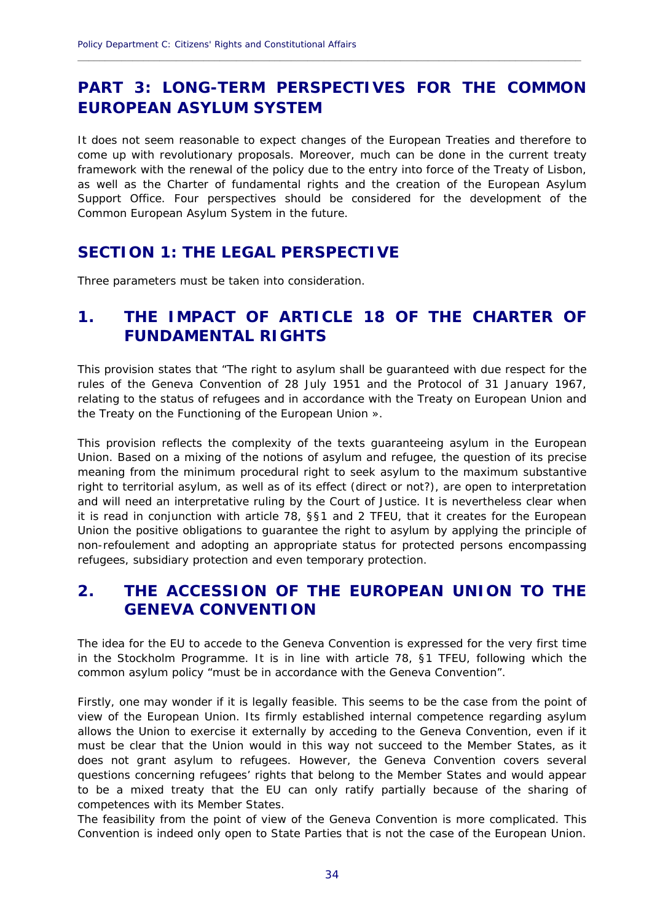# PART 3: LONG-TERM PERSPECTIVES FOR THE COMMON EUROPEAN ASYLUM SYSTEM

It does not seem reasonable to expect changes of the European Treaties and therefore to come up with revolutionary proposals. Moreover, much can be done in the current treaty framework with the renewal of the policy due to the entry into force of the Treaty of Lisbon, as well as the Charter of fundamental rights and the creation of the European Asylum Support Office. Four perspectives should be considered for the development of the Common European Asylum System in the future.

## SECTION 1: THE LEGAL PERSPECTIVE

Three parameters must be taken into consideration.

## 1. THE IMPACT OF ARTICLE 18 OF THE CHARTER OF FUNDAMENTAL RIGHTS

This provision states that "The right to asylum shall be guaranteed with due respect for the rules of the Geneva Convention of 28 July 1951 and the Protocol of 31 January 1967, relating to the status of refugees and in accordance with the Treaty on European Union and the Treaty on the Functioning of the European Union ».

This provision reflects the complexity of the texts guaranteeing asylum in the European Union. Based on a mixing of the notions of asylum and refugee, the question of its precise meaning from the minimum procedural right to seek asylum to the maximum substantive right to territorial asylum, as well as of its effect (direct or not?), are open to interpretation and will need an interpretative ruling by the Court of Justice. It is nevertheless clear when it is read in conjunction with article 78, §§1 and 2 TFEU, that it creates for the European Union the positive obligations to guarantee the right to asylum by applying the principle of non-refoulement and adopting an appropriate status for protected persons encompassing refugees, subsidiary protection and even temporary protection.

## 2. THE ACCESSION OF THE EUROPEAN UNION TO THE GENEVA CONVENTION

The idea for the EU to accede to the Geneva Convention is expressed for the very first time in the Stockholm Programme. It is in line with article 78, §1 TFEU, following which the common asylum policy "must be in accordance with the Geneva Convention".

Firstly, one may wonder if it is legally feasible. This seems to be the case from the point of view of the European Union. Its firmly established internal competence regarding asylum allows the Union to exercise it externally by acceding to the Geneva Convention, even if it must be clear that the Union would in this way not succeed to the Member States, as it does not grant asylum to refugees. However, the Geneva Convention covers several questions concerning refugees' rights that belong to the Member States and would appear to be a mixed treaty that the EU can only ratify partially because of the sharing of competences with its Member States.

The feasibility from the point of view of the Geneva Convention is more complicated. This Convention is indeed only open to State Parties that is not the case of the European Union.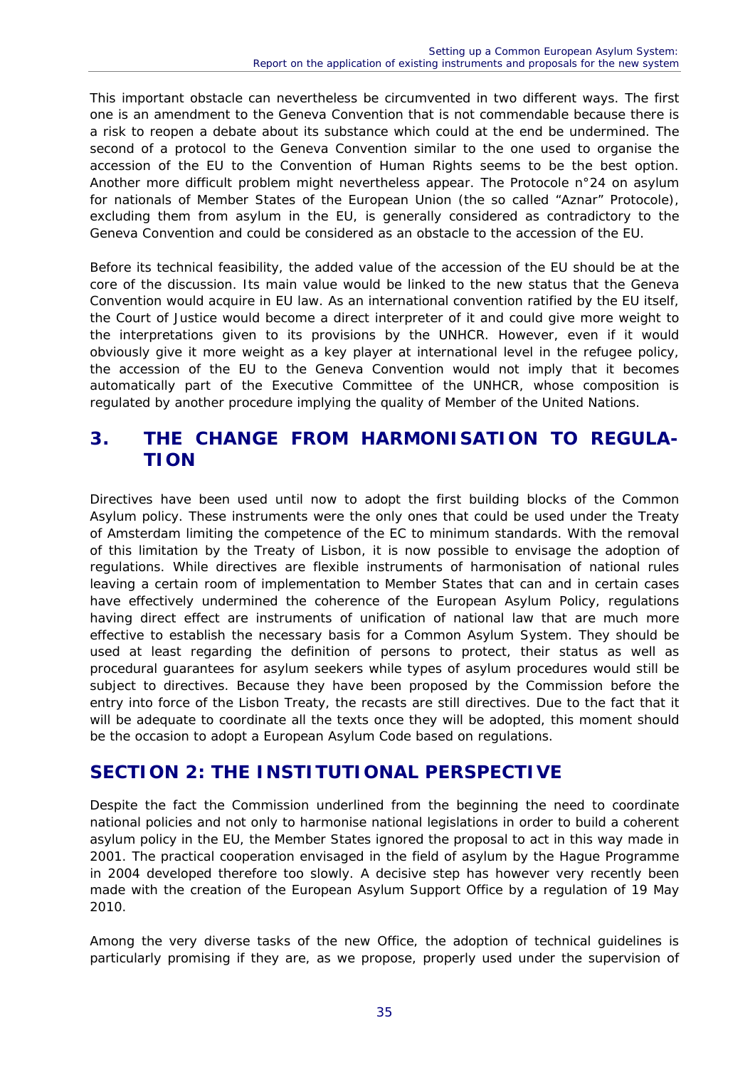This important obstacle can nevertheless be circumvented in two different ways. The first one is an amendment to the Geneva Convention that is not commendable because there is a risk to reopen a debate about its substance which could at the end be undermined. The second of a protocol to the Geneva Convention similar to the one used to organise the accession of the EU to the Convention of Human Rights seems to be the best option. Another more difficult problem might nevertheless appear. The Protocole n°24 on asylum for nationals of Member States of the European Union (the so called "Aznar" Protocole), excluding them from asylum in the EU, is generally considered as contradictory to the Geneva Convention and could be considered as an obstacle to the accession of the EU.

Before its technical feasibility, the added value of the accession of the EU should be at the core of the discussion. Its main value would be linked to the new status that the Geneva Convention would acquire in EU law. As an international convention ratified by the EU itself, the Court of Justice would become a direct interpreter of it and could give more weight to the interpretations given to its provisions by the UNHCR. However, even if it would obviously give it more weight as a key player at international level in the refugee policy, the accession of the EU to the Geneva Convention would not imply that it becomes automatically part of the Executive Committee of the UNHCR, whose composition is regulated by another procedure implying the quality of Member of the United Nations.

## 3. THE CHANGE FROM HARMONISATION TO REGULATION

Directives have been used until now to adopt the first building blocks of the Common Asylum policy. These instruments were the only ones that could be used under the Treaty of Amsterdam limiting the competence of the EC to minimum standards. With the removal of this limitation by the Treaty of Lisbon, it is now possible to envisage the adoption of regulations. While directives are flexible instruments of harmonisation of national rules leaving a certain room of implementation to Member States that can and in certain cases have effectively undermined the coherence of the European Asylum Policy, regulations having direct effect are instruments of unification of national law that are much more effective to establish the necessary basis for a Common Asylum System. They should be used at least regarding the definition of persons to protect, their status as well as procedural guarantees for asylum seekers while types of asylum procedures would still be subject to directives. Because they have been proposed by the Commission before the entry into force of the Lisbon Treaty, the recasts are still directives. Due to the fact that it will be adequate to coordinate all the texts once they will be adopted, this moment should be the occasion to adopt a European Asylum Code based on regulations.

## SECTION 2: THE INSTITUTIONAL PERSPECTIVE

Despite the fact the Commission underlined from the beginning the need to coordinate national policies and not only to harmonise national legislations in order to build a coherent asylum policy in the EU, the Member States ignored the proposal to act in this way made in 2001. The practical cooperation envisaged in the field of asylum by the Hague Programme in 2004 developed therefore too slowly. A decisive step has however very recently been made with the creation of the European Asylum Support Office by a regulation of 19 May 2010.

Among the very diverse tasks of the new Office, the adoption of technical guidelines is particularly promising if they are, as we propose, properly used under the supervision of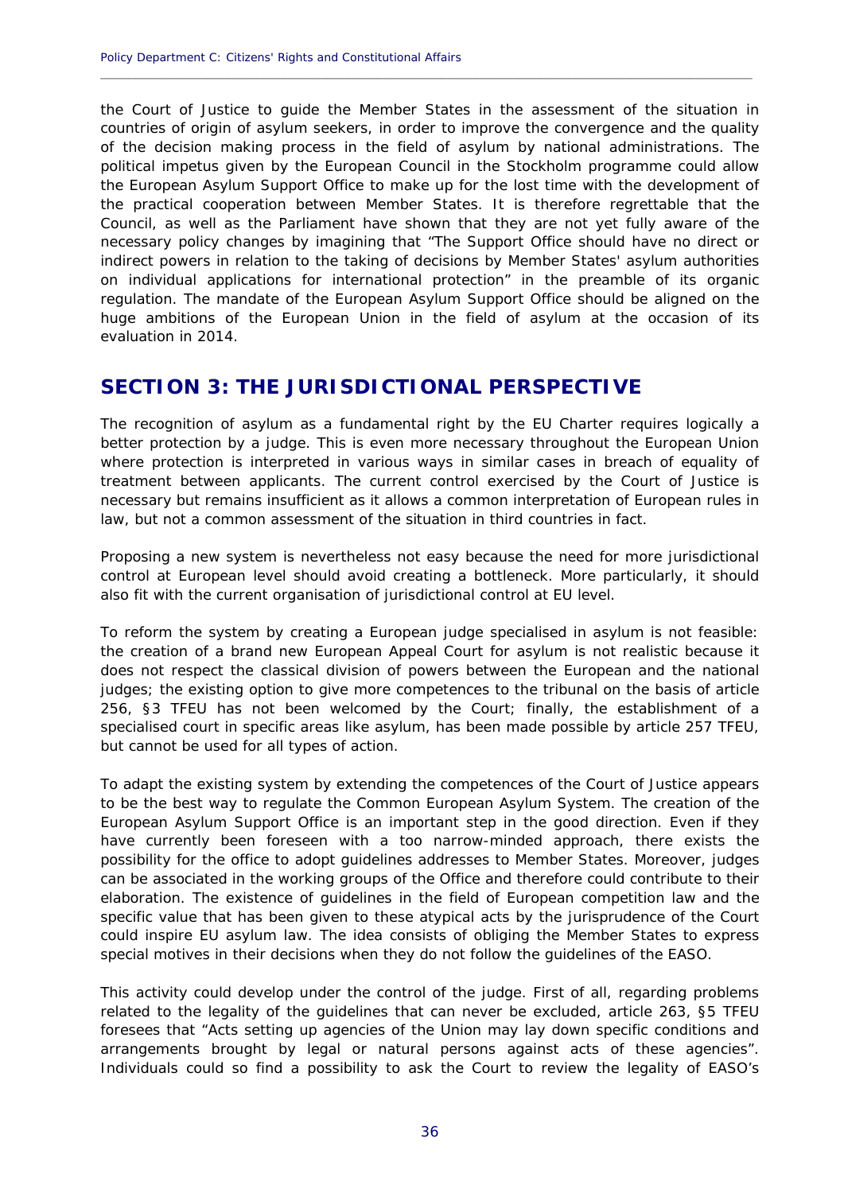the Court of Justice to guide the Member States in the assessment of the situation in countries of origin of asylum seekers, in order to improve the convergence and the quality of the decision making process in the field of asylum by national administrations. The political impetus given by the European Council in the Stockholm programme could allow the European Asylum Support Office to make up for the lost time with the development of the practical cooperation between Member States. It is therefore regrettable that the Council, as well as the Parliament have shown that they are not yet fully aware of the necessary policy changes by imagining that "The Support Office should have no direct or indirect powers in relation to the taking of decisions by Member States' asylum authorities on individual applications for international protection" in the preamble of its organic regulation. The mandate of the European Asylum Support Office should be aligned on the huge ambitions of the European Union in the field of asylum at the occasion of its evaluation in 2014.

## SECTION 3: THE JURISDICTIONAL PERSPECTIVE

The recognition of asylum as a fundamental right by the EU Charter requires logically a better protection by a judge. This is even more necessary throughout the European Union where protection is interpreted in various ways in similar cases in breach of equality of treatment between applicants. The current control exercised by the Court of Justice is necessary but remains insufficient as it allows a common interpretation of European rules in law, but not a common assessment of the situation in third countries in fact.

Proposing a new system is nevertheless not easy because the need for more jurisdictional control at European level should avoid creating a bottleneck. More particularly, it should also fit with the current organisation of jurisdictional control at EU level.

To reform the system by creating a European judge specialised in asylum is not feasible: the creation of a brand new European Appeal Court for asylum is not realistic because it does not respect the classical division of powers between the European and the national judges; the existing option to give more competences to the tribunal on the basis of article 256, §3 TFEU has not been welcomed by the Court; finally, the establishment of a specialised court in specific areas like asylum, has been made possible by article 257 TFEU, but cannot be used for all types of action.

To adapt the existing system by extending the competences of the Court of Justice appears to be the best way to regulate the Common European Asylum System. The creation of the European Asylum Support Office is an important step in the good direction. Even if they have currently been foreseen with a too narrow-minded approach, there exists the possibility for the office to adopt guidelines addresses to Member States. Moreover, judges can be associated in the working groups of the Office and therefore could contribute to their elaboration. The existence of guidelines in the field of European competition law and the specific value that has been given to these atypical acts by the jurisprudence of the Court could inspire EU asylum law. The idea consists of obliging the Member States to express special motives in their decisions when they do not follow the guidelines of the EASO.

This activity could develop under the control of the judge. First of all, regarding problems related to the legality of the guidelines that can never be excluded, article 263, §5 TFEU foresees that "Acts setting up agencies of the Union may lay down specific conditions and arrangements brought by legal or natural persons against acts of these agencies". Individuals could so find a possibility to ask the Court to review the legality of EASO's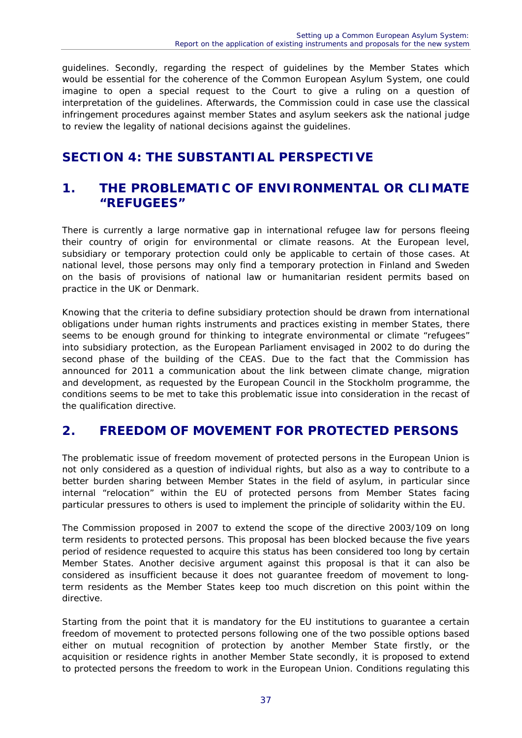guidelines. Secondly, regarding the respect of guidelines by the Member States which would be essential for the coherence of the Common European Asylum System, one could imagine to open a special request to the Court to give a ruling on a question of interpretation of the guidelines. Afterwards, the Commission could in case use the classical infringement procedures against member States and asylum seekers ask the national judge to review the legality of national decisions against the guidelines.

# SECTION 4: THE SUBSTANTIAL PERSPECTIVE

## 1. THE PROBLEMATIC OF ENVIRONMENTAL OR CLIMATE "REFUGEES"

There is currently a large normative gap in international refugee law for persons fleeing their country of origin for environmental or climate reasons. At the European level, subsidiary or temporary protection could only be applicable to certain of those cases. At national level, those persons may only find a temporary protection in Finland and Sweden on the basis of provisions of national law or humanitarian resident permits based on practice in the UK or Denmark.

Knowing that the criteria to define subsidiary protection should be drawn from international obligations under human rights instruments and practices existing in member States, there seems to be enough ground for thinking to integrate environmental or climate "refugees" into subsidiary protection, as the European Parliament envisaged in 2002 to do during the second phase of the building of the CEAS. Due to the fact that the Commission has announced for 2011 a communication about the link between climate change, migration and development, as requested by the European Council in the Stockholm programme, the conditions seems to be met to take this problematic issue into consideration in the recast of the qualification directive.

## 2. FREEDOM OF MOVEMENT FOR PROTECTED PERSONS

The problematic issue of freedom movement of protected persons in the European Union is not only considered as a question of individual rights, but also as a way to contribute to a better burden sharing between Member States in the field of asylum, in particular since internal "relocation" within the EU of protected persons from Member States facing particular pressures to others is used to implement the principle of solidarity within the EU.

The Commission proposed in 2007 to extend the scope of the directive 2003/109 on long term residents to protected persons. This proposal has been blocked because the five years period of residence requested to acquire this status has been considered too long by certain Member States. Another decisive argument against this proposal is that it can also be considered as insufficient because it does not guarantee freedom of movement to long-term residents as the Member States keep too much discretion on this point within the directive.

Starting from the point that it is mandatory for the EU institutions to guarantee a certain freedom of movement to protected persons following one of the two possible options based either on mutual recognition of protection by another Member State firstly, or the acquisition or residence rights in another Member State secondly, it is proposed to extend to protected persons the freedom to work in the European Union. Conditions regulating this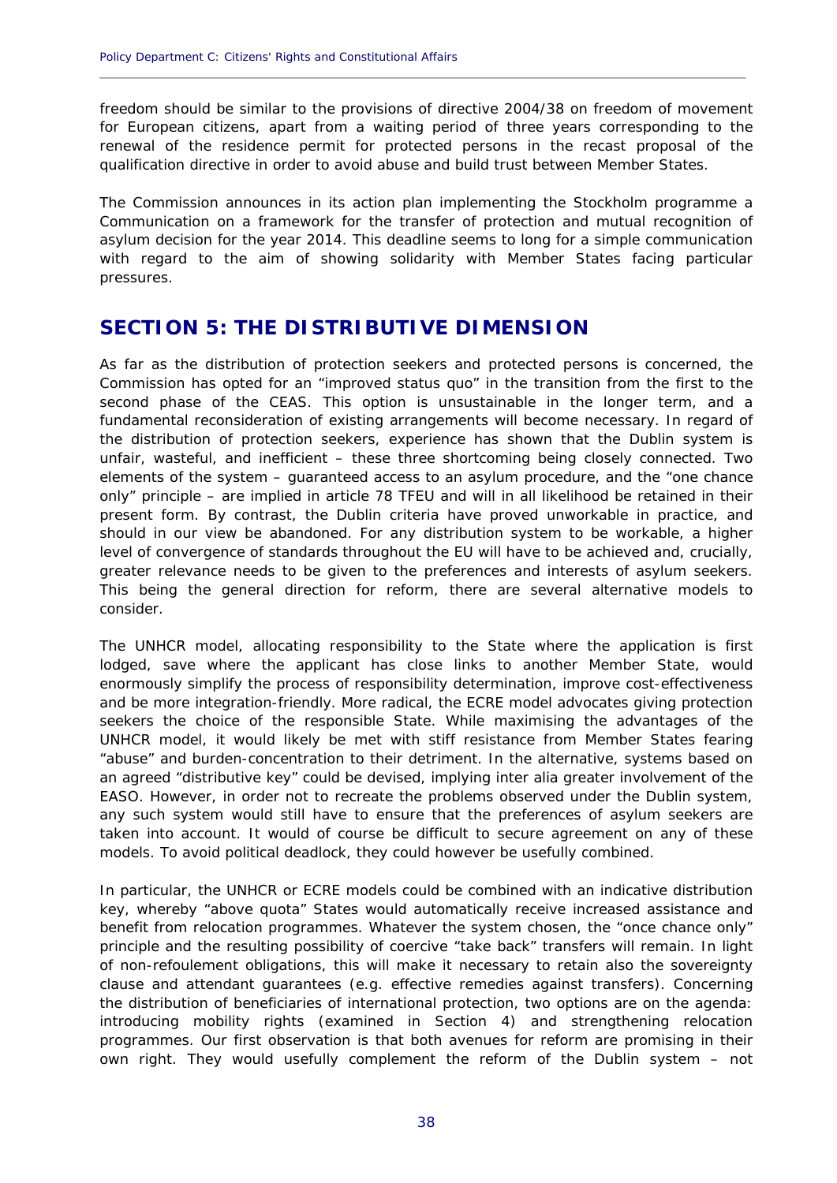freedom should be similar to the provisions of directive 2004/38 on freedom of movement for European citizens, apart from a waiting period of three years corresponding to the renewal of the residence permit for protected persons in the recast proposal of the qualification directive in order to avoid abuse and build trust between Member States.

The Commission announces in its action plan implementing the Stockholm programme a Communication on a framework for the transfer of protection and mutual recognition of asylum decision for the year 2014. This deadline seems to long for a simple communication with regard to the aim of showing solidarity with Member States facing particular pressures.

# SECTION 5: THE DISTRIBUTIVE DIMENSION

As far as the distribution of protection seekers and protected persons is concerned, the Commission has opted for an "improved status quo" in the transition from the first to the second phase of the CEAS. This option is unsustainable in the longer term, and a fundamental reconsideration of existing arrangements will become necessary. In regard of the distribution of protection seekers, experience has shown that the Dublin system is unfair, wasteful, and inefficient – these three shortcoming being closely connected. Two elements of the system – guaranteed access to an asylum procedure, and the "one chance only" principle – are implied in article 78 TFEU and will in all likelihood be retained in their present form. By contrast, the Dublin criteria have proved unworkable in practice, and should in our view be abandoned. For any distribution system to be workable, a higher level of convergence of standards throughout the EU will have to be achieved and, crucially, greater relevance needs to be given to the preferences and interests of asylum seekers. This being the general direction for reform, there are several alternative models to consider.

The UNHCR model, allocating responsibility to the State where the application is first lodged, save where the applicant has close links to another Member State, would enormously simplify the process of responsibility determination, improve cost-effectiveness and be more integration-friendly. More radical, the ECRE model advocates giving protection seekers the choice of the responsible State. While maximising the advantages of the UNHCR model, it would likely be met with stiff resistance from Member States fearing "abuse" and burden-concentration to their detriment. In the alternative, systems based on an agreed "distributive key" could be devised, implying inter alia greater involvement of the EASO. However, in order not to recreate the problems observed under the Dublin system, any such system would still have to ensure that the preferences of asylum seekers are taken into account. It would of course be difficult to secure agreement on any of these models. To avoid political deadlock, they could however be usefully combined.

In particular, the UNHCR or ECRE models could be combined with an indicative distribution key, whereby "above quota" States would automatically receive increased assistance and benefit from relocation programmes. Whatever the system chosen, the "once chance only" principle and the resulting possibility of coercive "take back" transfers will remain. In light of non-refoulement obligations, this will make it necessary to retain also the sovereignty clause and attendant guarantees (e.g. effective remedies against transfers). Concerning the distribution of beneficiaries of international protection, two options are on the agenda: introducing mobility rights (examined in Section 4) and strengthening relocation programmes. Our first observation is that both avenues for reform are promising in their own right. They would usefully complement the reform of the Dublin system – not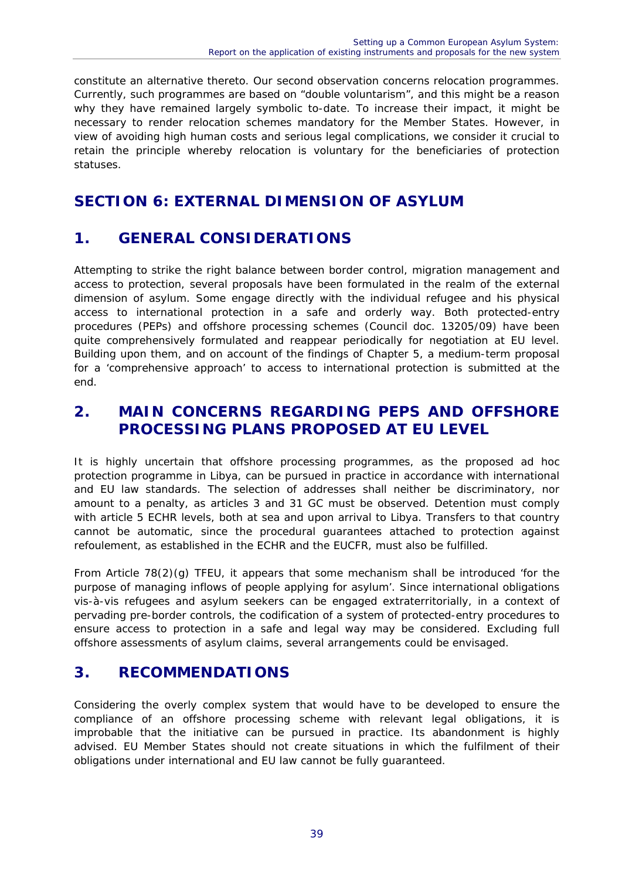constitute an alternative thereto. Our second observation concerns relocation programmes. Currently, such programmes are based on "double voluntarism", and this might be a reason why they have remained largely symbolic to-date. To increase their impact, it might be necessary to render relocation schemes mandatory for the Member States. However, in view of avoiding high human costs and serious legal complications, we consider it crucial to retain the principle whereby relocation is voluntary for the beneficiaries of protection statuses.

# SECTION 6: EXTERNAL DIMENSION OF ASYLUM

## 1. GENERAL CONSIDERATIONS

Attempting to strike the right balance between border control, migration management and access to protection, several proposals have been formulated in the realm of the external dimension of asylum. Some engage directly with the individual refugee and his physical access to international protection in a safe and orderly way. Both protected-entry procedures (PEPs) and offshore processing schemes (Council doc. 13205/09) have been quite comprehensively formulated and reappear periodically for negotiation at EU level. Building upon them, and on account of the findings of Chapter 5, a medium-term proposal for a 'comprehensive approach' to access to international protection is submitted at the end.

## 2. MAIN CONCERNS REGARDING PEPS AND OFFSHORE PROCESSING PLANS PROPOSED AT EU LEVEL

It is highly uncertain that offshore processing programmes, as the proposed ad hoc protection programme in Libya, can be pursued in practice in accordance with international and EU law standards. The selection of addresses shall neither be discriminatory, nor amount to a penalty, as articles 3 and 31 GC must be observed. Detention must comply with article 5 ECHR levels, both at sea and upon arrival to Libya. Transfers to that country cannot be automatic, since the procedural guarantees attached to protection against refoulement, as established in the ECHR and the EUCFR, must also be fulfilled.

From Article 78(2)(g) TFEU, it appears that some mechanism shall be introduced 'for the purpose of managing inflows of people applying for asylum'. Since international obligations vis-à-vis refugees and asylum seekers can be engaged extraterritorially, in a context of pervading pre-border controls, the codification of a system of protected-entry procedures to ensure access to protection in a safe and legal way may be considered. Excluding full offshore assessments of asylum claims, several arrangements could be envisaged.

## 3. RECOMMENDATIONS

Considering the overly complex system that would have to be developed to ensure the compliance of an offshore processing scheme with relevant legal obligations, it is improbable that the initiative can be pursued in practice. Its abandonment is highly advised. EU Member States should not create situations in which the fulfilment of their obligations under international and EU law cannot be fully guaranteed.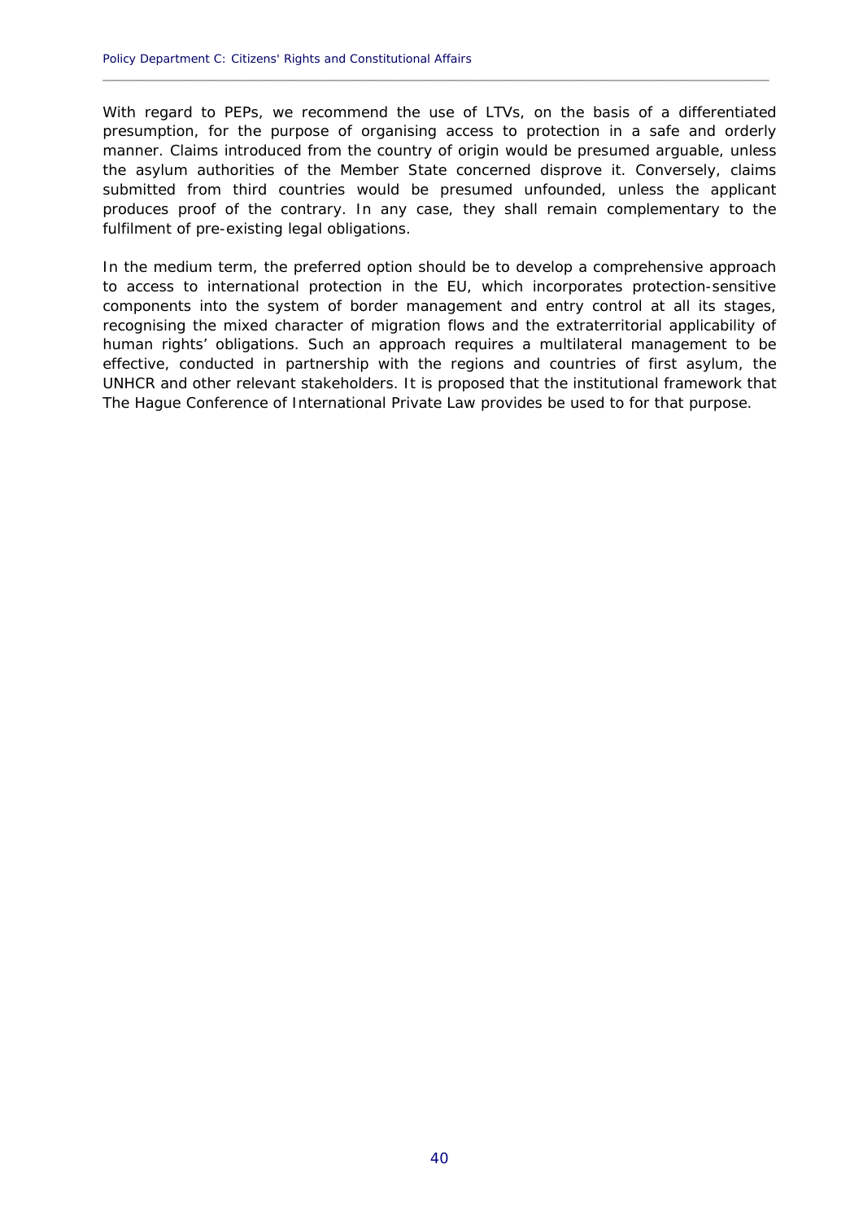With regard to PEPs, we recommend the use of LTVs, on the basis of a differentiated presumption, for the purpose of organising access to protection in a safe and orderly manner. Claims introduced from the country of origin would be presumed arguable, unless the asylum authorities of the Member State concerned disprove it. Conversely, claims submitted from third countries would be presumed unfounded, unless the applicant produces proof of the contrary. In any case, they shall remain complementary to the fulfilment of pre-existing legal obligations.

In the medium term, the preferred option should be to develop a comprehensive approach to access to international protection in the EU, which incorporates protection-sensitive components into the system of border management and entry control at all its stages, recognising the mixed character of migration flows and the extraterritorial applicability of human rights' obligations. Such an approach requires a multilateral management to be effective, conducted in partnership with the regions and countries of first asylum, the UNHCR and other relevant stakeholders. It is proposed that the institutional framework that The Hague Conference of International Private Law provides be used to for that purpose.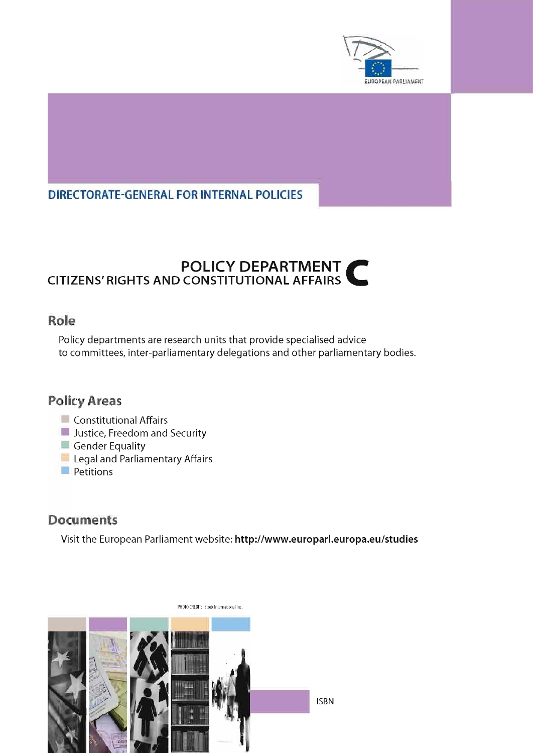EUROPEAN PARLIAMENT

DIRECTORATE-GENERAL FOR INTERNAL POLICIES

# POLICY DEPARTMENT C
## CITIZENS' RIGHTS AND CONSTITUTIONAL AFFAIRS

## Role

Policy departments are research units that provide specialised advice to committees, inter-parliamentary delegations and other parliamentary bodies.

## Policy Areas

- Constitutional Affairs
- Justice, Freedom and Security
- Gender Equality
- Legal and Parliamentary Affairs
- Petitions

## Documents

Visit the European Parliament website: **http://www.europarl.europa.eu/studies**

PHOTO CREDIT: iStock International Inc.

ISBN